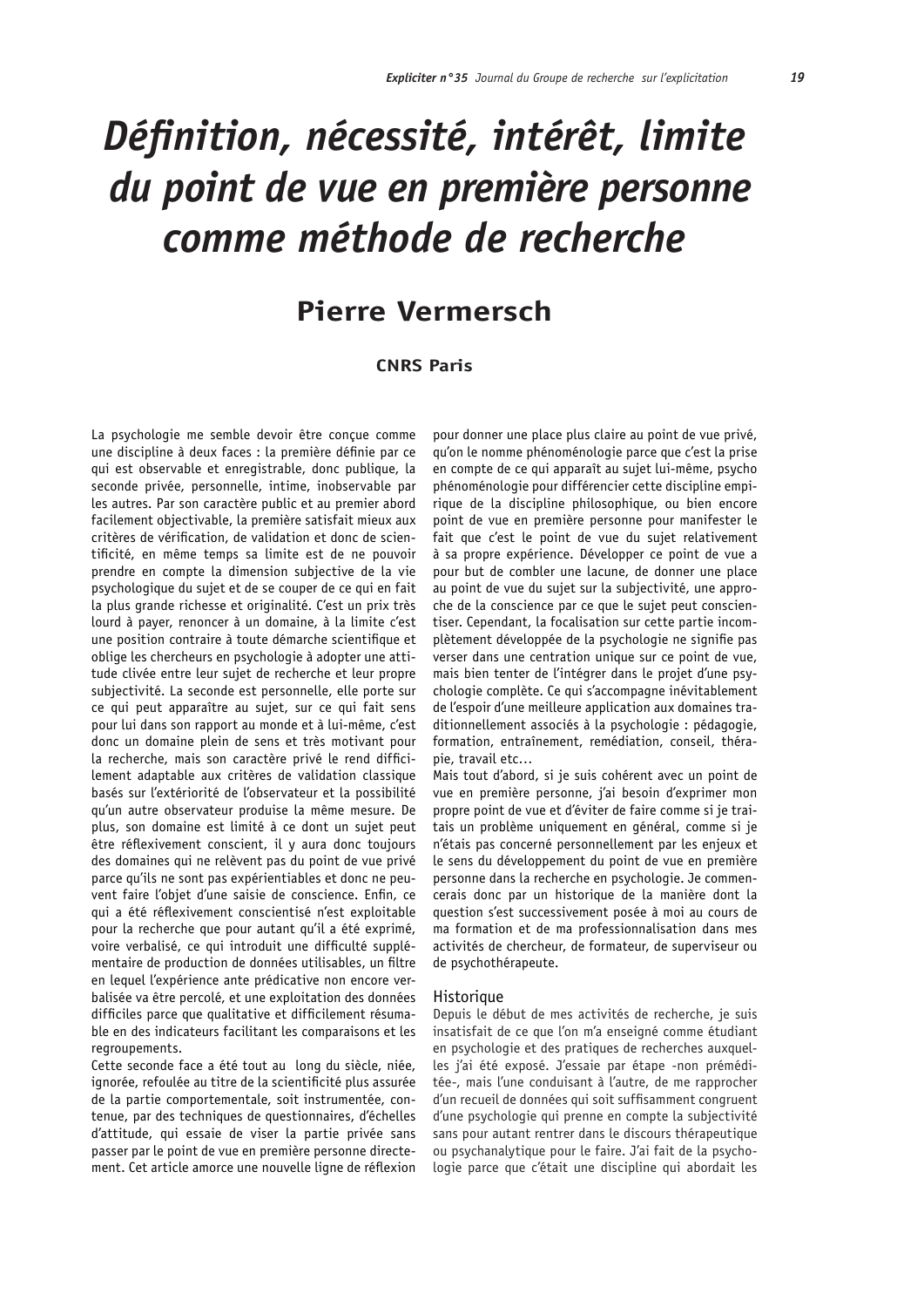# Définition, nécessité, intérêt, limite du point de vue en première personne comme méthode de recherche

## Pierre Vermersch

**CNRS Paris**

La psychologie me semble devoir être conçue comme une discipline à deux faces : la première définie par ce qui est observable et enregistrable, donc publique, la seconde privée, personnelle, intime, inobservable par les autres. Par son caractère public et au premier abord facilement objectivable, la première satisfait mieux aux critères de vérification, de validation et donc de scientificité, en même temps sa limite est de ne pouvoir prendre en compte la dimension subjective de la vie psychologique du sujet et de se couper de ce qui en fait la plus grande richesse et originalité. C'est un prix très lourd à payer, renoncer à un domaine, à la limite c'est une position contraire à toute démarche scientifique et oblige les chercheurs en psychologie à adopter une attitude clivée entre leur sujet de recherche et leur propre subjectivité. La seconde est personnelle, elle porte sur ce qui peut apparaître au sujet, sur ce qui fait sens pour lui dans son rapport au monde et à lui-même, c'est donc un domaine plein de sens et très motivant pour la recherche, mais son caractère privé le rend difficilement adaptable aux critères de validation classique basés sur l'extériorité de l'observateur et la possibilité qu'un autre observateur produise la même mesure. De plus, son domaine est limité à ce dont un sujet peut être réflexivement conscient, il y aura donc toujours des domaines qui ne relèvent pas du point de vue privé parce qu'ils ne sont pas expérientiables et donc ne peuvent faire l'objet d'une saisie de conscience. Enfin, ce qui a été réflexivement conscientisé n'est exploitable pour la recherche que pour autant qu'il a été exprimé, voire verbalisé, ce qui introduit une difficulté supplémentaire de production de données utilisables, un filtre en lequel l'expérience ante prédicative non encore verbalisée va être percolé, et une exploitation des données difficiles parce que qualitative et difficilement résumable en des indicateurs facilitant les comparaisons et les regroupements.

Cette seconde face a été tout au long du siècle, niée, ignorée, refoulée au titre de la scientificité plus assurée de la partie comportementale, soit instrumentée, contenue, par des techniques de questionnaires, d'échelles d'attitude, qui essaie de viser la partie privée sans passer par le point de vue en première personne directement. Cet article amorce une nouvelle ligne de réflexion pour donner une place plus claire au point de vue privé, qu'on le nomme phénoménologie parce que c'est la prise en compte de ce qui apparaît au sujet lui-même, psycho phénoménologie pour différencier cette discipline empirique de la discipline philosophique, ou bien encore point de vue en première personne pour manifester le fait que c'est le point de vue du sujet relativement à sa propre expérience. Développer ce point de vue a pour but de combler une lacune, de donner une place au point de vue du sujet sur la subjectivité, une approche de la conscience par ce que le sujet peut conscientiser. Cependant, la focalisation sur cette partie incomplètement développée de la psychologie ne signifie pas verser dans une centration unique sur ce point de vue, mais bien tenter de l'intégrer dans le projet d'une psychologie complète. Ce qui s'accompagne inévitablement de l'espoir d'une meilleure application aux domaines traditionnellement associés à la psychologie : pédagogie, formation, entraînement, remédiation, conseil, thérapie, travail etc…

Mais tout d'abord, si je suis cohérent avec un point de vue en première personne, j'ai besoin d'exprimer mon propre point de vue et d'éviter de faire comme si je traitais un problème uniquement en général, comme si je n'étais pas concerné personnellement par les enjeux et le sens du développement du point de vue en première personne dans la recherche en psychologie. Je commencerais donc par un historique de la manière dont la question s'est successivement posée à moi au cours de ma formation et de ma professionnalisation dans mes activités de chercheur, de formateur, de superviseur ou de psychothérapeute.

### Historique

Depuis le début de mes activités de recherche, je suis insatisfait de ce que l'on m'a enseigné comme étudiant en psychologie et des pratiques de recherches auxquelles j'ai été exposé. J'essaie par étape -non préméditée-, mais l'une conduisant à l'autre, de me rapprocher d'un recueil de données qui soit suffisamment congruent d'une psychologie qui prenne en compte la subjectivité sans pour autant rentrer dans le discours thérapeutique ou psychanalytique pour le faire. J'ai fait de la psychologie parce que c'était une discipline qui abordait les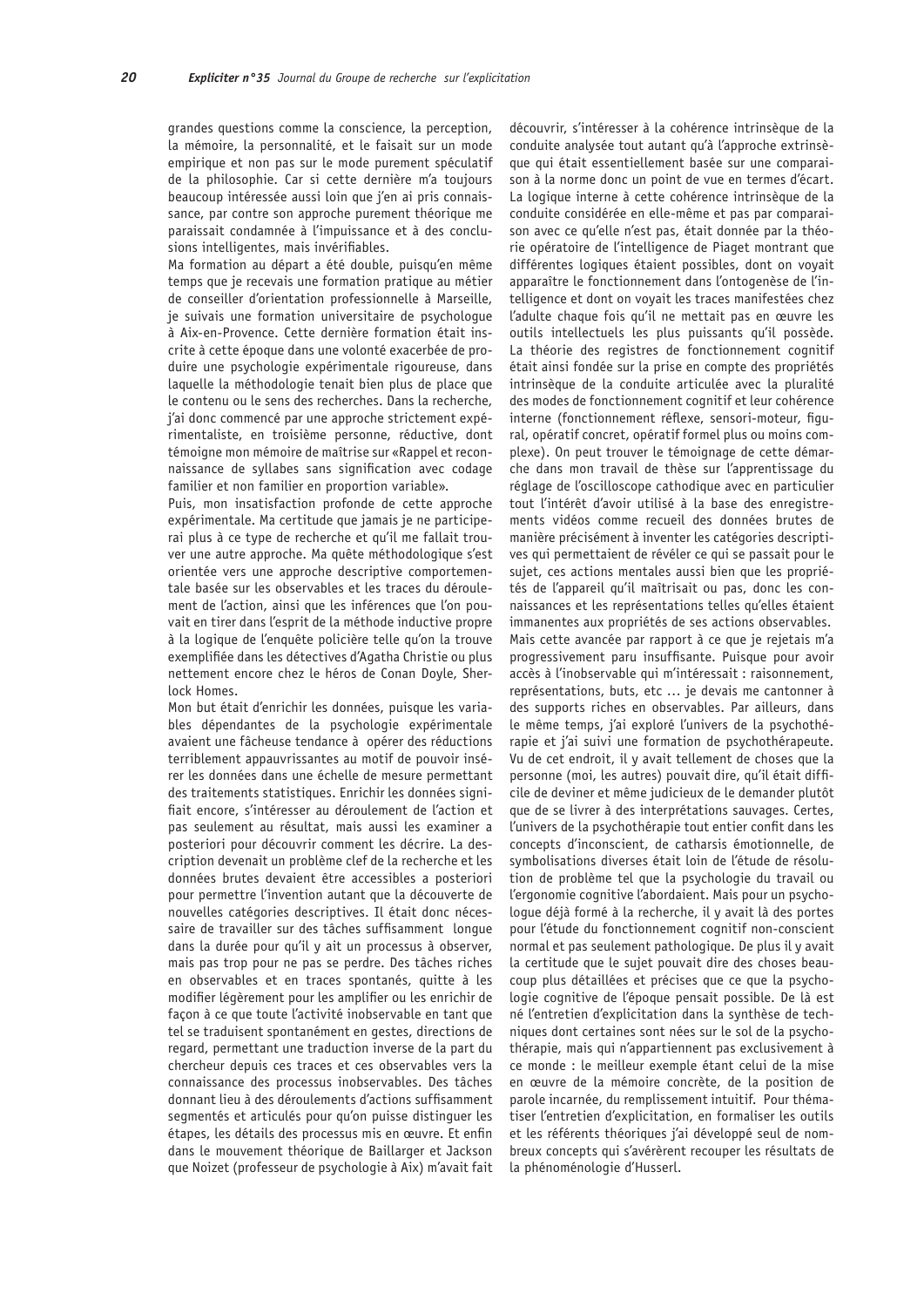grandes questions comme la conscience, la perception, la mémoire, la personnalité, et le faisait sur un mode empirique et non pas sur le mode purement spéculatif de la philosophie. Car si cette dernière m'a toujours beaucoup intéressée aussi loin que j'en ai pris connaissance, par contre son approche purement théorique me paraissait condamnée à l'impuissance et à des conclusions intelligentes, mais invérifiables.

Ma formation au départ a été double, puisqu'en même temps que je recevais une formation pratique au métier de conseiller d'orientation professionnelle à Marseille, je suivais une formation universitaire de psychologue à Aix-en-Provence. Cette dernière formation était inscrite à cette époque dans une volonté exacerbée de produire une psychologie expérimentale rigoureuse, dans laquelle la méthodologie tenait bien plus de place que le contenu ou le sens des recherches. Dans la recherche, j'ai donc commencé par une approche strictement expérimentaliste, en troisième personne, réductive, dont témoigne mon mémoire de maîtrise sur «Rappel et reconnaissance de syllabes sans signification avec codage familier et non familier en proportion variable».

Puis, mon insatisfaction profonde de cette approche expérimentale. Ma certitude que jamais je ne participerai plus à ce type de recherche et qu'il me fallait trouver une autre approche. Ma quête méthodologique s'est orientée vers une approche descriptive comportementale basée sur les observables et les traces du déroulement de l'action, ainsi que les inférences que l'on pouvait en tirer dans l'esprit de la méthode inductive propre à la logique de l'enquête policière telle qu'on la trouve exemplifiée dans les détectives d'Agatha Christie ou plus nettement encore chez le héros de Conan Doyle, Sherlock Homes.

Mon but était d'enrichir les données, puisque les variables dépendantes de la psychologie expérimentale avaient une fâcheuse tendance à opérer des réductions terriblement appauvrissantes au motif de pouvoir insérer les données dans une échelle de mesure permettant des traitements statistiques. Enrichir les données signifiait encore, s'intéresser au déroulement de l'action et pas seulement au résultat, mais aussi les examiner a posteriori pour découvrir comment les décrire. La description devenait un problème clef de la recherche et les données brutes devaient être accessibles a posteriori pour permettre l'invention autant que la découverte de nouvelles catégories descriptives. Il était donc nécessaire de travailler sur des tâches suffisamment longue dans la durée pour qu'il y ait un processus à observer, mais pas trop pour ne pas se perdre. Des tâches riches en observables et en traces spontanés, quitte à les modifier légèrement pour les amplifier ou les enrichir de façon à ce que toute l'activité inobservable en tant que tel se traduisent spontanément en gestes, directions de regard, permettant une traduction inverse de la part du chercheur depuis ces traces et ces observables vers la connaissance des processus inobservables. Des tâches donnant lieu à des déroulements d'actions suffisamment segmentés et articulés pour qu'on puisse distinguer les étapes, les détails des processus mis en œuvre. Et enfin dans le mouvement théorique de Baillarger et Jackson que Noizet (professeur de psychologie à Aix) m'avait fait découvrir, s'intéresser à la cohérence intrinsèque de la conduite analysée tout autant qu'à l'approche extrinsèque qui était essentiellement basée sur une comparaison à la norme donc un point de vue en termes d'écart. La logique interne à cette cohérence intrinsèque de la conduite considérée en elle-même et pas par comparaison avec ce qu'elle n'est pas, était donnée par la théorie opératoire de l'intelligence de Piaget montrant que différentes logiques étaient possibles, dont on voyait apparaître le fonctionnement dans l'ontogenèse de l'intelligence et dont on voyait les traces manifestées chez l'adulte chaque fois qu'il ne mettait pas en œuvre les outils intellectuels les plus puissants qu'il possède. La théorie des registres de fonctionnement cognitif était ainsi fondée sur la prise en compte des propriétés intrinsèque de la conduite articulée avec la pluralité des modes de fonctionnement cognitif et leur cohérence interne (fonctionnement réflexe, sensori-moteur, figural, opératif concret, opératif formel plus ou moins complexe). On peut trouver le témoignage de cette démarche dans mon travail de thèse sur l'apprentissage du réglage de l'oscilloscope cathodique avec en particulier tout l'intérêt d'avoir utilisé à la base des enregistrements vidéos comme recueil des données brutes de manière précisément à inventer les catégories descriptives qui permettaient de révéler ce qui se passait pour le sujet, ces actions mentales aussi bien que les propriétés de l'appareil qu'il maîtrisait ou pas, donc les connaissances et les représentations telles qu'elles étaient immanentes aux propriétés de ses actions observables.

Mais cette avancée par rapport à ce que je rejetais m'a progressivement paru insuffisante. Puisque pour avoir accès à l'inobservable qui m'intéressait : raisonnement, représentations, buts, etc ... je devais me cantonner à des supports riches en observables. Par ailleurs, dans le même temps, j'ai exploré l'univers de la psychothérapie et j'ai suivi une formation de psychothérapeute. Vu de cet endroit, il y avait tellement de choses que la personne (moi, les autres) pouvait dire, qu'il était difficile de deviner et même judicieux de le demander plutôt que de se livrer à des interprétations sauvages. Certes, l'univers de la psychothérapie tout entier confit dans les concepts d'inconscient, de catharsis émotionnelle, de symbolisations diverses était loin de l'étude de résolution de problème tel que la psychologie du travail ou l'ergonomie cognitive l'abordaient. Mais pour un psychologue déjà formé à la recherche, il y avait là des portes pour l'étude du fonctionnement cognitif non-conscient normal et pas seulement pathologique. De plus il y avait la certitude que le sujet pouvait dire des choses beaucoup plus détaillées et précises que ce que la psychologie cognitive de l'époque pensait possible. De là est né l'entretien d'explicitation dans la synthèse de techniques dont certaines sont nées sur le sol de la psychothérapie, mais qui n'appartiennent pas exclusivement à ce monde : le meilleur exemple étant celui de la mise en œuvre de la mémoire concrète, de la position de parole incarnée, du remplissement intuitif. Pour thématiser l'entretien d'explicitation, en formaliser les outils et les référents théoriques j'ai développé seul de nombreux concepts qui s'avérèrent recouper les résultats de la phénoménologie d'Husserl.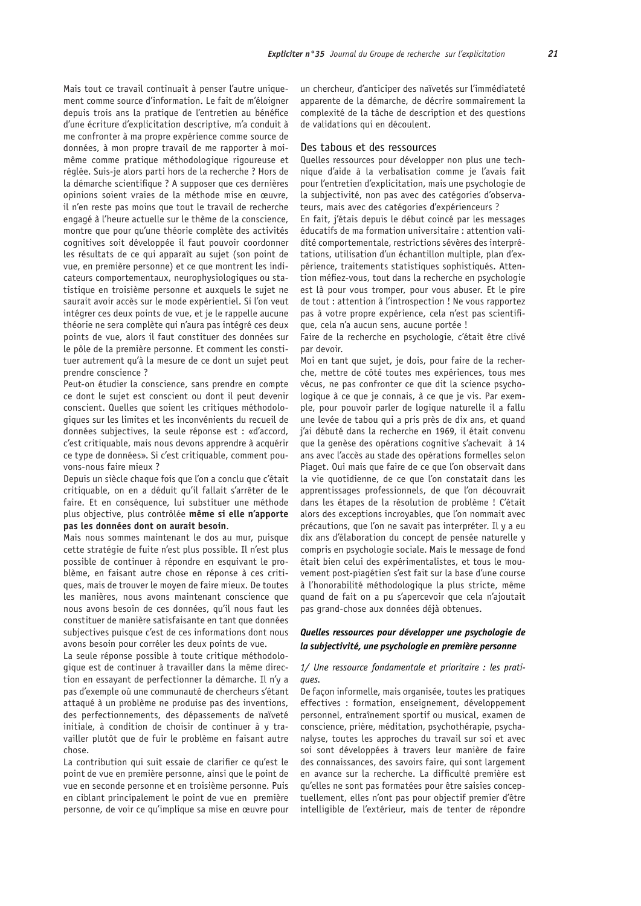Mais tout ce travail continuait à penser l'autre uniquement comme source d'information. Le fait de m'éloigner depuis trois ans la pratique de l'entretien au bénéfice d'une écriture d'explicitation descriptive, m'a conduit à me confronter à ma propre expérience comme source de données, à mon propre travail de me rapporter à moi-même comme pratique méthodologique rigoureuse et réglée. Suis-je alors parti hors de la recherche ? Hors de la démarche scientifique ? A supposer que ces dernières opinions soient vraies de la méthode mise en œuvre, il n'en reste pas moins que tout le travail de recherche engagé à l'heure actuelle sur le thème de la conscience, montre que pour qu'une théorie complète des activités cognitives soit développée il faut pouvoir coordonner les résultats de ce qui apparaît au sujet (son point de vue, en première personne) et ce que montrent les indicateurs comportementaux, neurophysiologiques ou statistique en troisième personne et auxquels le sujet ne saurait avoir accès sur le mode expérientiel. Si l'on veut intégrer ces deux points de vue, et je le rappelle aucune théorie ne sera complète qui n'aura pas intégré ces deux points de vue, alors il faut constituer des données sur le pôle de la première personne. Et comment les constituer autrement qu'à la mesure de ce dont un sujet peut prendre conscience ?

Peut-on étudier la conscience, sans prendre en compte ce dont le sujet est conscient ou dont il peut devenir conscient. Quelles que soient les critiques méthodologiques sur les limites et les inconvénients du recueil de données subjectives, la seule réponse est : «d'accord, c'est critiquable, mais nous devons apprendre à acquérir ce type de données». Si c'est critiquable, comment pouvons-nous faire mieux ?

Depuis un siècle chaque fois que l'on a conclu que c'était critiquable, on en a déduit qu'il fallait s'arrêter de le faire. Et en conséquence, lui substituer une méthode plus objective, plus contrôlée **même si elle n'apporte pas les données dont on aurait besoin**.

Mais nous sommes maintenant le dos au mur, puisque cette stratégie de fuite n'est plus possible. Il n'est plus possible de continuer à répondre en esquivant le problème, en faisant autre chose en réponse à ces critiques, mais de trouver le moyen de faire mieux. De toutes les manières, nous avons maintenant conscience que nous avons besoin de ces données, qu'il nous faut les constituer de manière satisfaisante en tant que données subjectives puisque c'est de ces informations dont nous avons besoin pour corréler les deux points de vue.

La seule réponse possible à toute critique méthodologique est de continuer à travailler dans la même direction en essayant de perfectionner la démarche. Il n'y a pas d'exemple où une communauté de chercheurs s'étant attaqué à un problème ne produise pas des inventions, des perfectionnements, des dépassements de naïveté initiale, à condition de choisir de continuer à y travailler plutôt que de fuir le problème en faisant autre chose.

La contribution qui suit essaie de clarifier ce qu'est le point de vue en première personne, ainsi que le point de vue en seconde personne et en troisième personne. Puis en ciblant principalement le point de vue en première personne, de voir ce qu'implique sa mise en œuvre pour un chercheur, d'anticiper des naïvetés sur l'immédiateté apparente de la démarche, de décrire sommairement la complexité de la tâche de description et des questions de validations qui en découlent.

## Des tabous et des ressources

Quelles ressources pour développer non plus une technique d'aide à la verbalisation comme je l'avais fait pour l'entretien d'explicitation, mais une psychologie de la subjectivité, non pas avec des catégories d'observateurs, mais avec des catégories d'expérienceurs ?

En fait, j'étais depuis le début coincé par les messages éducatifs de ma formation universitaire : attention validité comportementale, restrictions sévères des interprétations, utilisation d'un échantillon multiple, plan d'expérience, traitements statistiques sophistiqués. Attention méfiez-vous, tout dans la recherche en psychologie est là pour vous tromper, pour vous abuser. Et le pire de tout : attention à l'introspection ! Ne vous rapportez pas à votre propre expérience, cela n'est pas scientifique, cela n'a aucun sens, aucune portée !

Faire de la recherche en psychologie, c'était être clivé par devoir.

Moi en tant que sujet, je dois, pour faire de la recherche, mettre de côté toutes mes expériences, tous mes vécus, ne pas confronter ce que dit la science psychologique à ce que je connais, à ce que je vis. Par exemple, pour pouvoir parler de logique naturelle il a fallu une levée de tabou qui a pris près de dix ans, et quand j'ai débuté dans la recherche en 1969, il était convenu que la genèse des opérations cognitive s'achevait à 14 ans avec l'accès au stade des opérations formelles selon Piaget. Oui mais que faire de ce que l'on observait dans la vie quotidienne, de ce que l'on constatait dans les apprentissages professionnels, de que l'on découvrait dans les étapes de la résolution de problème ! C'était alors des exceptions incroyables, que l'on nommait avec précautions, que l'on ne savait pas interpréter. Il y a eu dix ans d'élaboration du concept de pensée naturelle y compris en psychologie sociale. Mais le message de fond était bien celui des expérimentalistes, et tous le mouvement post-piagétien s'est fait sur la base d'une course à l'honorabilité méthodologique la plus stricte, même quand de fait on a pu s'apercevoir que cela n'ajoutait pas grand-chose aux données déjà obtenues.

### ***Quelles ressources pour développer une psychologie de la subjectivité, une psychologie en première personne***

*1/ Une ressource fondamentale et prioritaire : les pratiques.*

De façon informelle, mais organisée, toutes les pratiques effectives : formation, enseignement, développement personnel, entraînement sportif ou musical, examen de conscience, prière, méditation, psychothérapie, psychanalyse, toutes les approches du travail sur soi et avec soi sont développées à travers leur manière de faire des connaissances, des savoirs faire, qui sont largement en avance sur la recherche. La difficulté première est qu'elles ne sont pas formatées pour être saisies conceptuellement, elles n'ont pas pour objectif premier d'être intelligible de l'extérieur, mais de tenter de répondre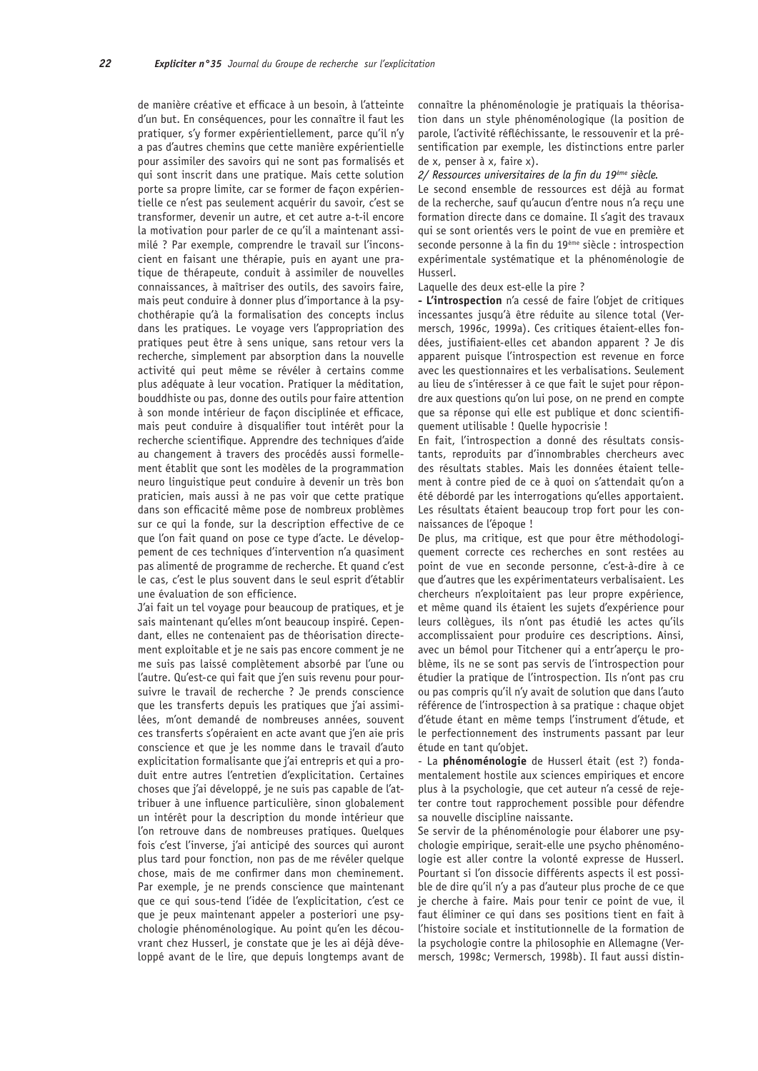de manière créative et efficace à un besoin, à l'atteinte d'un but. En conséquences, pour les connaître il faut les pratiquer, s'y former expérientiellement, parce qu'il n'y a pas d'autres chemins que cette manière expérientielle pour assimiler des savoirs qui ne sont pas formalisés et qui sont inscrit dans une pratique. Mais cette solution porte sa propre limite, car se former de façon expérientielle ce n'est pas seulement acquérir du savoir, c'est se transformer, devenir un autre, et cet autre a-t-il encore la motivation pour parler de ce qu'il a maintenant assimilé ? Par exemple, comprendre le travail sur l'inconscient en faisant une thérapie, puis en ayant une pratique de thérapeute, conduit à assimiler de nouvelles connaissances, à maîtriser des outils, des savoirs faire, mais peut conduire à donner plus d'importance à la psychothérapie qu'à la formalisation des concepts inclus dans les pratiques. Le voyage vers l'appropriation des pratiques peut être à sens unique, sans retour vers la recherche, simplement par absorption dans la nouvelle activité qui peut même se révéler à certains comme plus adéquate à leur vocation. Pratiquer la méditation, bouddhiste ou pas, donne des outils pour faire attention à son monde intérieur de façon disciplinée et efficace, mais peut conduire à disqualifier tout intérêt pour la recherche scientifique. Apprendre des techniques d'aide au changement à travers des procédés aussi formellement établit que sont les modèles de la programmation neuro linguistique peut conduire à devenir un très bon praticien, mais aussi à ne pas voir que cette pratique dans son efficacité même pose de nombreux problèmes sur ce qui la fonde, sur la description effective de ce que l'on fait quand on pose ce type d'acte. Le développement de ces techniques d'intervention n'a quasiment pas alimenté de programme de recherche. Et quand c'est le cas, c'est le plus souvent dans le seul esprit d'établir une évaluation de son efficience.

J'ai fait un tel voyage pour beaucoup de pratiques, et je sais maintenant qu'elles m'ont beaucoup inspiré. Cependant, elles ne contenaient pas de théorisation directement exploitable et je ne sais pas encore comment je ne me suis pas laissé complètement absorbé par l'une ou l'autre. Qu'est-ce qui fait que j'en suis revenu pour poursuivre le travail de recherche ? Je prends conscience que les transferts depuis les pratiques que j'ai assimilées, m'ont demandé de nombreuses années, souvent ces transferts s'opéraient en acte avant que j'en aie pris conscience et que je les nomme dans le travail d'auto explicitation formalisante que j'ai entrepris et qui a produit entre autres l'entretien d'explicitation. Certaines choses que j'ai développé, je ne suis pas capable de l'attribuer à une influence particulière, sinon globalement un intérêt pour la description du monde intérieur que l'on retrouve dans de nombreuses pratiques. Quelques fois c'est l'inverse, j'ai anticipé des sources qui auront plus tard pour fonction, non pas de me révéler quelque chose, mais de me confirmer dans mon cheminement. Par exemple, je ne prends conscience que maintenant que ce qui sous-tend l'idée de l'explicitation, c'est ce que je peux maintenant appeler a posteriori une psychologie phénoménologique. Au point qu'en les découvrant chez Husserl, je constate que je les ai déjà développé avant de le lire, que depuis longtemps avant de connaître la phénoménologie je pratiquais la théorisation dans un style phénoménologique (la position de parole, l'activité réfléchissante, le ressouvenir et la présentification par exemple, les distinctions entre parler de x, penser à x, faire x).

*2/ Ressources universitaires de la fin du 19ème siècle.*

Le second ensemble de ressources est déjà au format de la recherche, sauf qu'aucun d'entre nous n'a reçu une formation directe dans ce domaine. Il s'agit des travaux qui se sont orientés vers le point de vue en première et seconde personne à la fin du 19ème siècle : introspection expérimentale systématique et la phénoménologie de Husserl.

Laquelle des deux est-elle la pire ?

**- L'introspection** n'a cessé de faire l'objet de critiques incessantes jusqu'à être réduite au silence total (Vermersch, 1996c, 1999a). Ces critiques étaient-elles fondées, justifiaient-elles cet abandon apparent ? Je dis apparent puisque l'introspection est revenue en force avec les questionnaires et les verbalisations. Seulement au lieu de s'intéresser à ce que fait le sujet pour répondre aux questions qu'on lui pose, on ne prend en compte que sa réponse qui elle est publique et donc scientifiquement utilisable ! Quelle hypocrisie !

En fait, l'introspection a donné des résultats consistants, reproduits par d'innombrables chercheurs avec des résultats stables. Mais les données étaient tellement à contre pied de ce à quoi on s'attendait qu'on a été débordé par les interrogations qu'elles apportaient. Les résultats étaient beaucoup trop fort pour les connaissances de l'époque !

De plus, ma critique, est que pour être méthodologiquement correcte ces recherches en sont restées au point de vue en seconde personne, c'est-à-dire à ce que d'autres que les expérimentateurs verbalisaient. Les chercheurs n'exploitaient pas leur propre expérience, et même quand ils étaient les sujets d'expérience pour leurs collègues, ils n'ont pas étudié les actes qu'ils accomplissaient pour produire ces descriptions. Ainsi, avec un bémol pour Titchener qui a entr'aperçu le problème, ils ne se sont pas servis de l'introspection pour étudier la pratique de l'introspection. Ils n'ont pas cru ou pas compris qu'il n'y avait de solution que dans l'auto référence de l'introspection à sa pratique : chaque objet d'étude étant en même temps l'instrument d'étude, et le perfectionnement des instruments passant par leur étude en tant qu'objet.

- La **phénoménologie** de Husserl était (est ?) fondamentalement hostile aux sciences empiriques et encore plus à la psychologie, que cet auteur n'a cessé de rejeter contre tout rapprochement possible pour défendre sa nouvelle discipline naissante.

Se servir de la phénoménologie pour élaborer une psychologie empirique, serait-elle une psycho phénoménologie est aller contre la volonté expresse de Husserl. Pourtant si l'on dissocie différents aspects il est possible de dire qu'il n'y a pas d'auteur plus proche de ce que je cherche à faire. Mais pour tenir ce point de vue, il faut éliminer ce qui dans ses positions tient en fait à l'histoire sociale et institutionnelle de la formation de la psychologie contre la philosophie en Allemagne (Vermersch, 1998c; Vermersch, 1998b). Il faut aussi distin-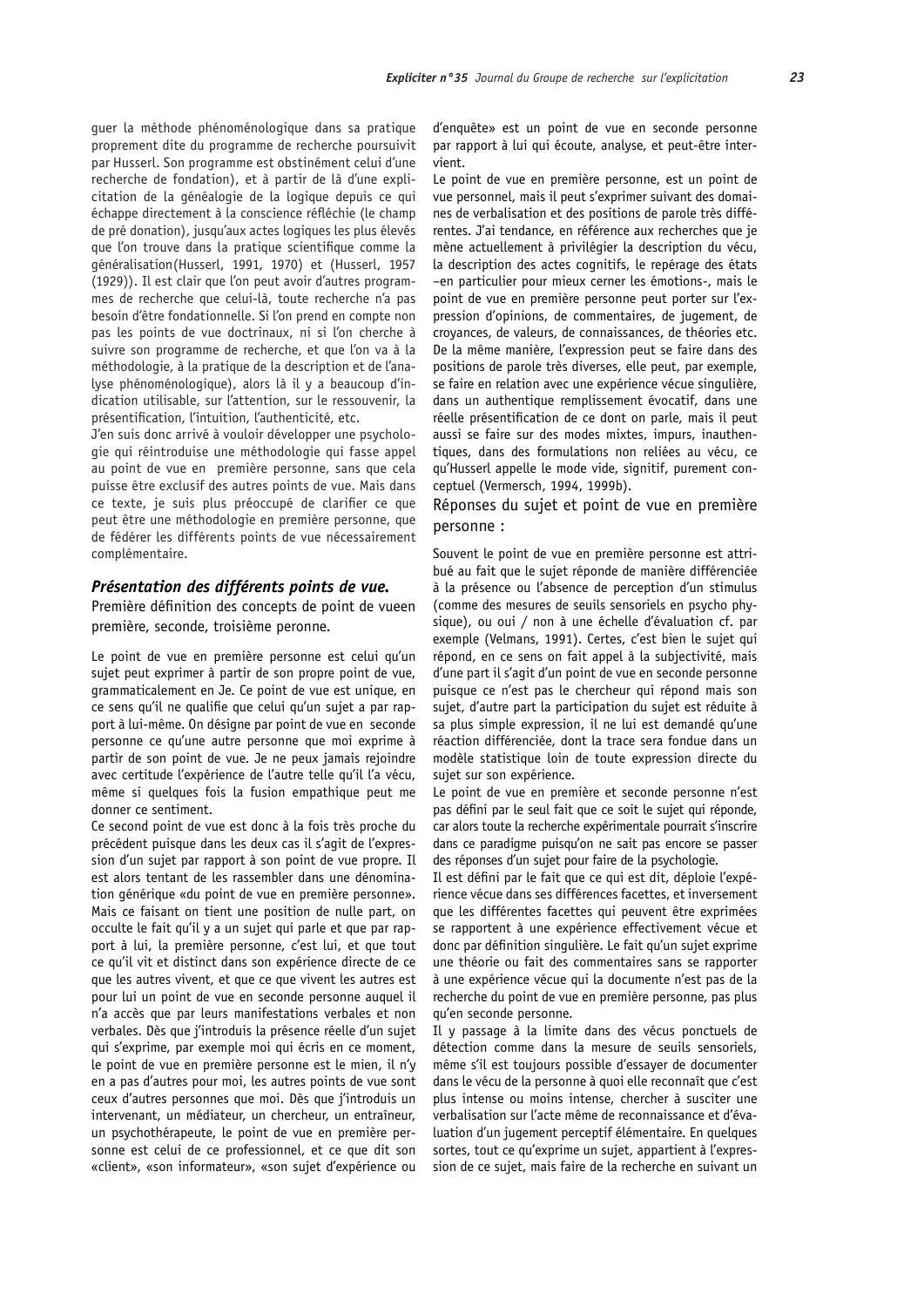guer la méthode phénoménologique dans sa pratique proprement dite du programme de recherche poursuivit par Husserl. Son programme est obstinément celui d'une recherche de fondation), et à partir de là d'une explicitation de la généalogie de la logique depuis ce qui échappe directement à la conscience réfléchie (le champ de pré donation), jusqu'aux actes logiques les plus élevés que l'on trouve dans la pratique scientifique comme la généralisation(Husserl, 1991, 1970) et (Husserl, 1957 (1929)). Il est clair que l'on peut avoir d'autres programmes de recherche que celui-là, toute recherche n'a pas besoin d'être fondationnelle. Si l'on prend en compte non pas les points de vue doctrinaux, ni si l'on cherche à suivre son programme de recherche, et que l'on va à la méthodologie, à la pratique de la description et de l'analyse phénoménologique), alors là il y a beaucoup d'indication utilisable, sur l'attention, sur le ressouvenir, la présentification, l'intuition, l'authenticité, etc.

J'en suis donc arrivé à vouloir développer une psychologie qui réintroduise une méthodologie qui fasse appel au point de vue en première personne, sans que cela puisse être exclusif des autres points de vue. Mais dans ce texte, je suis plus préoccupé de clarifier ce que peut être une méthodologie en première personne, que de fédérer les différents points de vue nécessairement complémentaire.

## *Présentation des différents points de vue.*

### Première définition des concepts de point de vueen première, seconde, troisième peronne.

Le point de vue en première personne est celui qu'un sujet peut exprimer à partir de son propre point de vue, grammaticalement en Je. Ce point de vue est unique, en ce sens qu'il ne qualifie que celui qu'un sujet a par rapport à lui-même. On désigne par point de vue en seconde personne ce qu'une autre personne que moi exprime à partir de son point de vue. Je ne peux jamais rejoindre avec certitude l'expérience de l'autre telle qu'il l'a vécu, même si quelques fois la fusion empathique peut me donner ce sentiment.

Ce second point de vue est donc à la fois très proche du précédent puisque dans les deux cas il s'agit de l'expression d'un sujet par rapport à son point de vue propre. Il est alors tentant de les rassembler dans une dénomination générique «du point de vue en première personne». Mais ce faisant on tient une position de nulle part, on occulte le fait qu'il y a un sujet qui parle et que par rapport à lui, la première personne, c'est lui, et que tout ce qu'il vit et distinct dans son expérience directe de ce que les autres vivent, et que ce que vivent les autres est pour lui un point de vue en seconde personne auquel il n'a accès que par leurs manifestations verbales et non verbales. Dès que j'introduis la présence réelle d'un sujet qui s'exprime, par exemple moi qui écris en ce moment, le point de vue en première personne est le mien, il n'y en a pas d'autres pour moi, les autres points de vue sont ceux d'autres personnes que moi. Dès que j'introduis un intervenant, un médiateur, un chercheur, un entraîneur, un psychothérapeute, le point de vue en première personne est celui de ce professionnel, et ce que dit son «client», «son informateur», «son sujet d'expérience ou d'enquête» est un point de vue en seconde personne par rapport à lui qui écoute, analyse, et peut-être intervient.

Le point de vue en première personne, est un point de vue personnel, mais il peut s'exprimer suivant des domaines de verbalisation et des positions de parole très différentes. J'ai tendance, en référence aux recherches que je mène actuellement à privilégier la description du vécu, la description des actes cognitifs, le repérage des états –en particulier pour mieux cerner les émotions-, mais le point de vue en première personne peut porter sur l'expression d'opinions, de commentaires, de jugement, de croyances, de valeurs, de connaissances, de théories etc. De la même manière, l'expression peut se faire dans des positions de parole très diverses, elle peut, par exemple, se faire en relation avec une expérience vécue singulière, dans un authentique remplissement évocatif, dans une réelle présentification de ce dont on parle, mais il peut aussi se faire sur des modes mixtes, impurs, inauthentiques, dans des formulations non reliées au vécu, ce qu'Husserl appelle le mode vide, signitif, purement conceptuel (Vermersch, 1994, 1999b).

### Réponses du sujet et point de vue en première personne :

Souvent le point de vue en première personne est attribué au fait que le sujet réponde de manière différenciée à la présence ou l'absence de perception d'un stimulus (comme des mesures de seuils sensoriels en psycho physique), ou oui / non à une échelle d'évaluation cf. par exemple (Velmans, 1991). Certes, c'est bien le sujet qui répond, en ce sens on fait appel à la subjectivité, mais d'une part il s'agit d'un point de vue en seconde personne puisque ce n'est pas le chercheur qui répond mais son sujet, d'autre part la participation du sujet est réduite à sa plus simple expression, il ne lui est demandé qu'une réaction différenciée, dont la trace sera fondue dans un modèle statistique loin de toute expression directe du sujet sur son expérience.

Le point de vue en première et seconde personne n'est pas défini par le seul fait que ce soit le sujet qui réponde, car alors toute la recherche expérimentale pourrait s'inscrire dans ce paradigme puisqu'on ne sait pas encore se passer des réponses d'un sujet pour faire de la psychologie.

Il est défini par le fait que ce qui est dit, déploie l'expérience vécue dans ses différences facettes, et inversement que les différentes facettes qui peuvent être exprimées se rapportent à une expérience effectivement vécue et donc par définition singulière. Le fait qu'un sujet exprime une théorie ou fait des commentaires sans se rapporter à une expérience vécue qui la documente n'est pas de la recherche du point de vue en première personne, pas plus qu'en seconde personne.

Il y passage à la limite dans des vécus ponctuels de détection comme dans la mesure de seuils sensoriels, même s'il est toujours possible d'essayer de documenter dans le vécu de la personne à quoi elle reconnaît que c'est plus intense ou moins intense, chercher à susciter une verbalisation sur l'acte même de reconnaissance et d'évaluation d'un jugement perceptif élémentaire. En quelques sortes, tout ce qu'exprime un sujet, appartient à l'expression de ce sujet, mais faire de la recherche en suivant un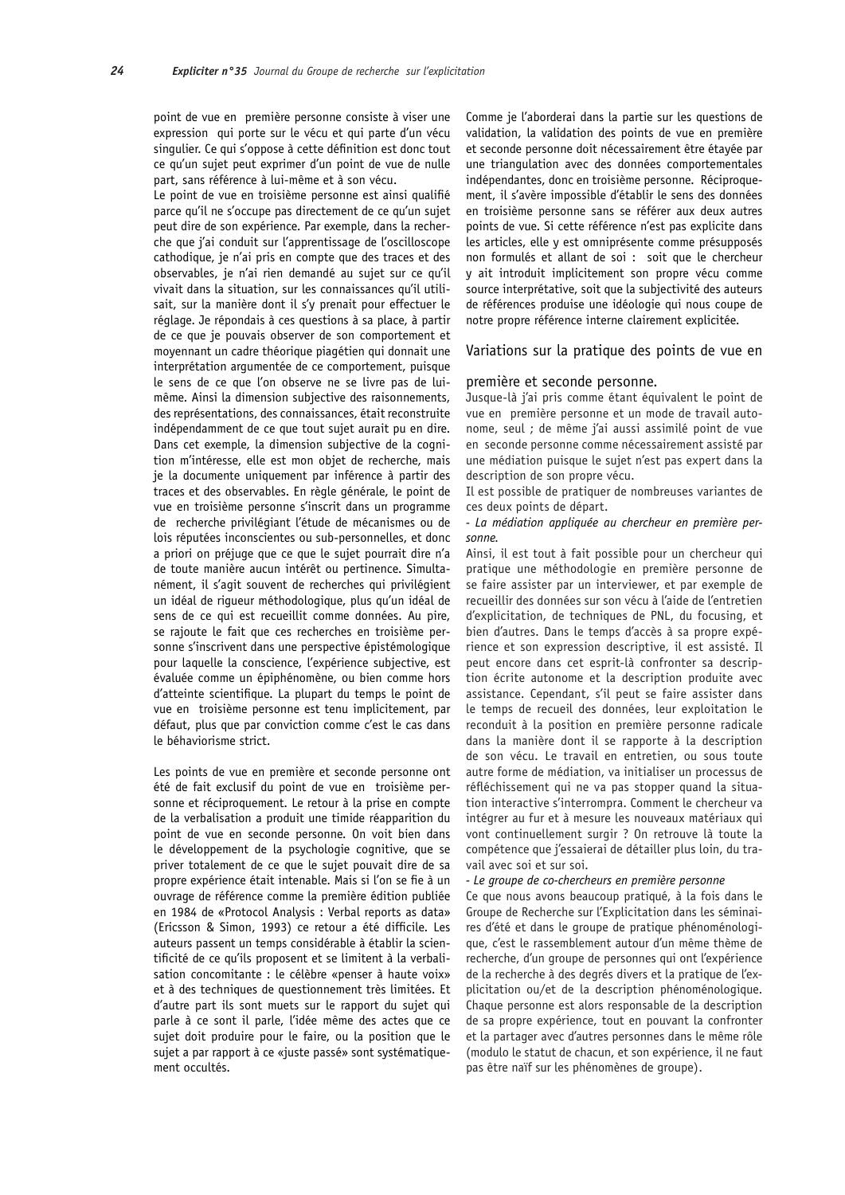point de vue en première personne consiste à viser une expression qui porte sur le vécu et qui parte d'un vécu singulier. Ce qui s'oppose à cette définition est donc tout ce qu'un sujet peut exprimer d'un point de vue de nulle part, sans référence à lui-même et à son vécu.

Le point de vue en troisième personne est ainsi qualifié parce qu'il ne s'occupe pas directement de ce qu'un sujet peut dire de son expérience. Par exemple, dans la recherche que j'ai conduit sur l'apprentissage de l'oscilloscope cathodique, je n'ai pris en compte que des traces et des observables, je n'ai rien demandé au sujet sur ce qu'il vivait dans la situation, sur les connaissances qu'il utilisait, sur la manière dont il s'y prenait pour effectuer le réglage. Je répondais à ces questions à sa place, à partir de ce que je pouvais observer de son comportement et moyennant un cadre théorique piagétien qui donnait une interprétation argumentée de ce comportement, puisque le sens de ce que l'on observe ne se livre pas de lui-même. Ainsi la dimension subjective des raisonnements, des représentations, des connaissances, était reconstruite indépendamment de ce que tout sujet aurait pu en dire. Dans cet exemple, la dimension subjective de la cognition m'intéresse, elle est mon objet de recherche, mais je la documente uniquement par inférence à partir des traces et des observables. En règle générale, le point de vue en troisième personne s'inscrit dans un programme de recherche privilégiant l'étude de mécanismes ou de lois réputées inconscientes ou sub-personnelles, et donc a priori on préjuge que ce que le sujet pourrait dire n'a de toute manière aucun intérêt ou pertinence. Simultanément, il s'agit souvent de recherches qui privilégient un idéal de rigueur méthodologique, plus qu'un idéal de sens de ce qui est recueillit comme données. Au pire, se rajoute le fait que ces recherches en troisième personne s'inscrivent dans une perspective épistémologique pour laquelle la conscience, l'expérience subjective, est évaluée comme un épiphénomène, ou bien comme hors d'atteinte scientifique. La plupart du temps le point de vue en troisième personne est tenu implicitement, par défaut, plus que par conviction comme c'est le cas dans le béhaviorisme strict.

Les points de vue en première et seconde personne ont été de fait exclusif du point de vue en troisième personne et réciproquement. Le retour à la prise en compte de la verbalisation a produit une timide réapparition du point de vue en seconde personne. On voit bien dans le développement de la psychologie cognitive, que se priver totalement de ce que le sujet pouvait dire de sa propre expérience était intenable. Mais si l'on se fie à un ouvrage de référence comme la première édition publiée en 1984 de «Protocol Analysis : Verbal reports as data» (Ericsson & Simon, 1993) ce retour a été difficile. Les auteurs passent un temps considérable à établir la scientificité de ce qu'ils proposent et se limitent à la verbalisation concomitante : le célèbre «penser à haute voix» et à des techniques de questionnement très limitées. Et d'autre part ils sont muets sur le rapport du sujet qui parle à ce sont il parle, l'idée même des actes que ce sujet doit produire pour le faire, ou la position que le sujet a par rapport à ce «juste passé» sont systématiquement occultés.

Comme je l'aborderai dans la partie sur les questions de validation, la validation des points de vue en première et seconde personne doit nécessairement être étayée par une triangulation avec des données comportementales indépendantes, donc en troisième personne. Réciproquement, il s'avère impossible d'établir le sens des données en troisième personne sans se référer aux deux autres points de vue. Si cette référence n'est pas explicite dans les articles, elle y est omniprésente comme présupposés non formulés et allant de soi : soit que le chercheur y ait introduit implicitement son propre vécu comme source interprétative, soit que la subjectivité des auteurs de références produise une idéologie qui nous coupe de notre propre référence interne clairement explicitée.

## Variations sur la pratique des points de vue en première et seconde personne.

Jusque-là j'ai pris comme étant équivalent le point de vue en première personne et un mode de travail autonome, seul ; de même j'ai aussi assimilé point de vue en seconde personne comme nécessairement assisté par une médiation puisque le sujet n'est pas expert dans la description de son propre vécu.

Il est possible de pratiquer de nombreuses variantes de ces deux points de départ.

*- La médiation appliquée au chercheur en première personne.*

Ainsi, il est tout à fait possible pour un chercheur qui pratique une méthodologie en première personne de se faire assister par un interviewer, et par exemple de recueillir des données sur son vécu à l'aide de l'entretien d'explicitation, de techniques de PNL, du focusing, et bien d'autres. Dans le temps d'accès à sa propre expérience et son expression descriptive, il est assisté. Il peut encore dans cet esprit-là confronter sa description écrite autonome et la description produite avec assistance. Cependant, s'il peut se faire assister dans le temps de recueil des données, leur exploitation le reconduit à la position en première personne radicale dans la manière dont il se rapporte à la description de son vécu. Le travail en entretien, ou sous toute autre forme de médiation, va initialiser un processus de réfléchissement qui ne va pas stopper quand la situation interactive s'interrompra. Comment le chercheur va intégrer au fur et à mesure les nouveaux matériaux qui vont continuellement surgir ? On retrouve là toute la compétence que j'essaierai de détailler plus loin, du travail avec soi et sur soi.

*- Le groupe de co-chercheurs en première personne*

Ce que nous avons beaucoup pratiqué, à la fois dans le Groupe de Recherche sur l'Explicitation dans les séminaires d'été et dans le groupe de pratique phénoménologique, c'est le rassemblement autour d'un même thème de recherche, d'un groupe de personnes qui ont l'expérience de la recherche à des degrés divers et la pratique de l'explicitation ou/et de la description phénoménologique. Chaque personne est alors responsable de la description de sa propre expérience, tout en pouvant la confronter et la partager avec d'autres personnes dans le même rôle (modulo le statut de chacun, et son expérience, il ne faut pas être naïf sur les phénomènes de groupe).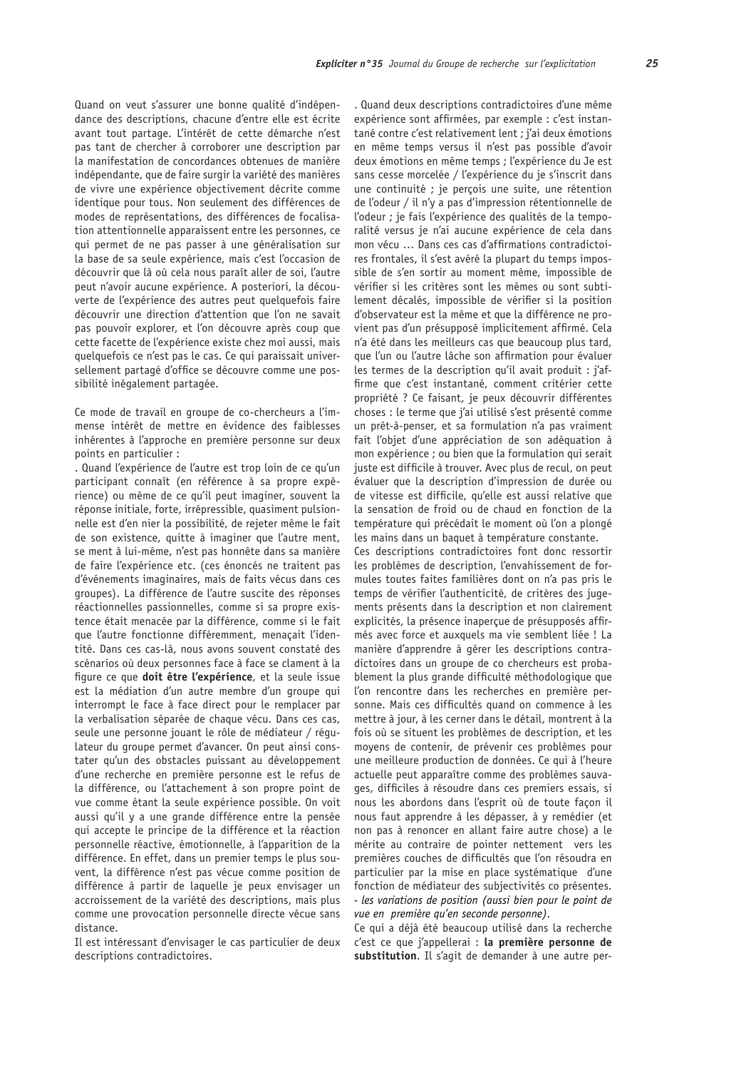Quand on veut s'assurer une bonne qualité d'indépendance des descriptions, chacune d'entre elle est écrite avant tout partage. L'intérêt de cette démarche n'est pas tant de chercher à corroborer une description par la manifestation de concordances obtenues de manière indépendante, que de faire surgir la variété des manières de vivre une expérience objectivement décrite comme identique pour tous. Non seulement des différences de modes de représentations, des différences de focalisation attentionnelle apparaissent entre les personnes, ce qui permet de ne pas passer à une généralisation sur la base de sa seule expérience, mais c'est l'occasion de découvrir que là où cela nous paraît aller de soi, l'autre peut n'avoir aucune expérience. A posteriori, la découverte de l'expérience des autres peut quelquefois faire découvrir une direction d'attention que l'on ne savait pas pouvoir explorer, et l'on découvre après coup que cette facette de l'expérience existe chez moi aussi, mais quelquefois ce n'est pas le cas. Ce qui paraissait universellement partagé d'office se découvre comme une possibilité inégalement partagée.

Ce mode de travail en groupe de co-chercheurs a l'immense intérêt de mettre en évidence des faiblesses inhérentes à l'approche en première personne sur deux points en particulier :

. Quand l'expérience de l'autre est trop loin de ce qu'un participant connaît (en référence à sa propre expérience) ou même de ce qu'il peut imaginer, souvent la réponse initiale, forte, irrépressible, quasiment pulsionnelle est d'en nier la possibilité, de rejeter même le fait de son existence, quitte à imaginer que l'autre ment, se ment à lui-même, n'est pas honnête dans sa manière de faire l'expérience etc. (ces énoncés ne traitent pas d'événements imaginaires, mais de faits vécus dans ces groupes). La différence de l'autre suscite des réponses réactionnelles passionnelles, comme si sa propre existence était menacée par la différence, comme si le fait que l'autre fonctionne différemment, menaçait l'identité. Dans ces cas-là, nous avons souvent constaté des scénarios où deux personnes face à face se clament à la figure ce que **doit être l'expérience**, et la seule issue est la médiation d'un autre membre d'un groupe qui interrompt le face à face direct pour le remplacer par la verbalisation séparée de chaque vécu. Dans ces cas, seule une personne jouant le rôle de médiateur / régulateur du groupe permet d'avancer. On peut ainsi constater qu'un des obstacles puissant au développement d'une recherche en première personne est le refus de la différence, ou l'attachement à son propre point de vue comme étant la seule expérience possible. On voit aussi qu'il y a une grande différence entre la pensée qui accepte le principe de la différence et la réaction personnelle réactive, émotionnelle, à l'apparition de la différence. En effet, dans un premier temps le plus souvent, la différence n'est pas vécue comme position de différence à partir de laquelle je peux envisager un accroissement de la variété des descriptions, mais plus comme une provocation personnelle directe vécue sans distance.

Il est intéressant d'envisager le cas particulier de deux descriptions contradictoires.

. Quand deux descriptions contradictoires d'une même expérience sont affirmées, par exemple : c'est instantané contre c'est relativement lent ; j'ai deux émotions en même temps versus il n'est pas possible d'avoir deux émotions en même temps ; l'expérience du Je est sans cesse morcelée / l'expérience du je s'inscrit dans une continuité ; je perçois une suite, une rétention de l'odeur / il n'y a pas d'impression rétentionnelle de l'odeur ; je fais l'expérience des qualités de la temporalité versus je n'ai aucune expérience de cela dans mon vécu ... Dans ces cas d'affirmations contradictoires frontales, il s'est avéré la plupart du temps impossible de s'en sortir au moment même, impossible de vérifier si les critères sont les mêmes ou sont subtilement décalés, impossible de vérifier si la position d'observateur est la même et que la différence ne provient pas d'un présupposé implicitement affirmé. Cela n'a été dans les meilleurs cas que beaucoup plus tard, que l'un ou l'autre lâche son affirmation pour évaluer les termes de la description qu'il avait produit : j'affirme que c'est instantané, comment critérier cette propriété ? Ce faisant, je peux découvrir différentes choses : le terme que j'ai utilisé s'est présenté comme un prêt-à-penser, et sa formulation n'a pas vraiment fait l'objet d'une appréciation de son adéquation à mon expérience ; ou bien que la formulation qui serait juste est difficile à trouver. Avec plus de recul, on peut évaluer que la description d'impression de durée ou de vitesse est difficile, qu'elle est aussi relative que la sensation de froid ou de chaud en fonction de la température qui précédait le moment où l'on a plongé les mains dans un baquet à température constante.

Ces descriptions contradictoires font donc ressortir les problèmes de description, l'envahissement de formules toutes faites familières dont on n'a pas pris le temps de vérifier l'authenticité, de critères des jugements présents dans la description et non clairement explicités, la présence inaperçue de présupposés affirmés avec force et auxquels ma vie semblent liée ! La manière d'apprendre à gérer les descriptions contradictoires dans un groupe de co chercheurs est probablement la plus grande difficulté méthodologique que l'on rencontre dans les recherches en première personne. Mais ces difficultés quand on commence à les mettre à jour, à les cerner dans le détail, montrent à la fois où se situent les problèmes de description, et les moyens de contenir, de prévenir ces problèmes pour une meilleure production de données. Ce qui à l'heure actuelle peut apparaître comme des problèmes sauvages, difficiles à résoudre dans ces premiers essais, si nous les abordons dans l'esprit où de toute façon il nous faut apprendre à les dépasser, à y remédier (et non pas à renoncer en allant faire autre chose) a le mérite au contraire de pointer nettement vers les premières couches de difficultés que l'on résoudra en particulier par la mise en place systématique d'une fonction de médiateur des subjectivités co présentes.

- *les variations de position (aussi bien pour le point de vue en première qu'en seconde personne).*

Ce qui a déjà été beaucoup utilisé dans la recherche c'est ce que j'appellerai : **la première personne de substitution**. Il s'agit de demander à une autre per-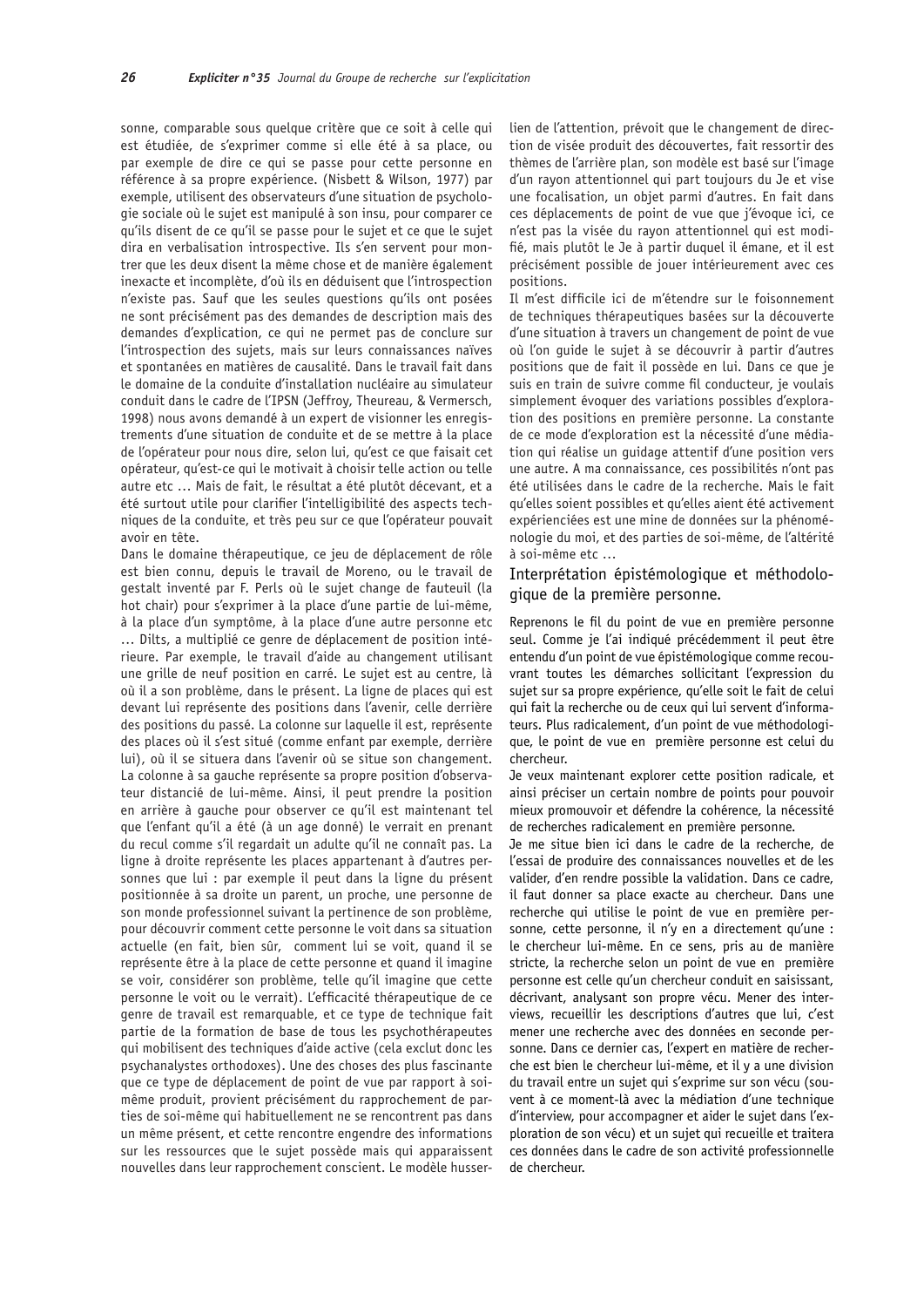sonne, comparable sous quelque critère que ce soit à celle qui est étudiée, de s'exprimer comme si elle été à sa place, ou par exemple de dire ce qui se passe pour cette personne en référence à sa propre expérience. (Nisbett & Wilson, 1977) par exemple, utilisent des observateurs d'une situation de psychologie sociale où le sujet est manipulé à son insu, pour comparer ce qu'ils disent de ce qu'il se passe pour le sujet et ce que le sujet dira en verbalisation introspective. Ils s'en servent pour montrer que les deux disent la même chose et de manière également inexacte et incomplète, d'où ils en déduisent que l'introspection n'existe pas. Sauf que les seules questions qu'ils ont posées ne sont précisément pas des demandes de description mais des demandes d'explication, ce qui ne permet pas de conclure sur l'introspection des sujets, mais sur leurs connaissances naïves et spontanées en matières de causalité. Dans le travail fait dans le domaine de la conduite d'installation nucléaire au simulateur conduit dans le cadre de l'IPSN (Jeffroy, Theureau, & Vermersch, 1998) nous avons demandé à un expert de visionner les enregistrements d'une situation de conduite et de se mettre à la place de l'opérateur pour nous dire, selon lui, qu'est ce que faisait cet opérateur, qu'est-ce qui le motivait à choisir telle action ou telle autre etc … Mais de fait, le résultat a été plutôt décevant, et a été surtout utile pour clarifier l'intelligibilité des aspects techniques de la conduite, et très peu sur ce que l'opérateur pouvait avoir en tête.

Dans le domaine thérapeutique, ce jeu de déplacement de rôle est bien connu, depuis le travail de Moreno, ou le travail de gestalt inventé par F. Perls où le sujet change de fauteuil (la hot chair) pour s'exprimer à la place d'une partie de lui-même, à la place d'un symptôme, à la place d'une autre personne etc … Dilts, a multiplié ce genre de déplacement de position intérieure. Par exemple, le travail d'aide au changement utilisant une grille de neuf position en carré. Le sujet est au centre, là où il a son problème, dans le présent. La ligne de places qui est devant lui représente des positions dans l'avenir, celle derrière des positions du passé. La colonne sur laquelle il est, représente des places où il s'est situé (comme enfant par exemple, derrière lui), où il se situera dans l'avenir où se situe son changement. La colonne à sa gauche représente sa propre position d'observateur distancié de lui-même. Ainsi, il peut prendre la position en arrière à gauche pour observer ce qu'il est maintenant tel que l'enfant qu'il a été (à un age donné) le verrait en prenant du recul comme s'il regardait un adulte qu'il ne connaît pas. La ligne à droite représente les places appartenant à d'autres personnes que lui : par exemple il peut dans la ligne du présent positionnée à sa droite un parent, un proche, une personne de son monde professionnel suivant la pertinence de son problème, pour découvrir comment cette personne le voit dans sa situation actuelle (en fait, bien sûr, comment lui se voit, quand il se représente être à la place de cette personne et quand il imagine se voir, considérer son problème, telle qu'il imagine que cette personne le voit ou le verrait). L'efficacité thérapeutique de ce genre de travail est remarquable, et ce type de technique fait partie de la formation de base de tous les psychothérapeutes qui mobilisent des techniques d'aide active (cela exclut donc les psychanalystes orthodoxes). Une des choses des plus fascinante que ce type de déplacement de point de vue par rapport à soi-même produit, provient précisément du rapprochement de parties de soi-même qui habituellement ne se rencontrent pas dans un même présent, et cette rencontre engendre des informations sur les ressources que le sujet possède mais qui apparaissent nouvelles dans leur rapprochement conscient. Le modèle husserlien de l'attention, prévoit que le changement de direction de visée produit des découvertes, fait ressortir des thèmes de l'arrière plan, son modèle est basé sur l'image d'un rayon attentionnel qui part toujours du Je et vise une focalisation, un objet parmi d'autres. En fait dans ces déplacements de point de vue que j'évoque ici, ce n'est pas la visée du rayon attentionnel qui est modifié, mais plutôt le Je à partir duquel il émane, et il est précisément possible de jouer intérieurement avec ces positions.

Il m'est difficile ici de m'étendre sur le foisonnement de techniques thérapeutiques basées sur la découverte d'une situation à travers un changement de point de vue où l'on guide le sujet à se découvrir à partir d'autres positions que de fait il possède en lui. Dans ce que je suis en train de suivre comme fil conducteur, je voulais simplement évoquer des variations possibles d'exploration des positions en première personne. La constante de ce mode d'exploration est la nécessité d'une médiation qui réalise un guidage attentif d'une position vers une autre. A ma connaissance, ces possibilités n'ont pas été utilisées dans le cadre de la recherche. Mais le fait qu'elles soient possibles et qu'elles aient été activement expérienciées est une mine de données sur la phénoménologie du moi, et des parties de soi-même, de l'altérité à soi-même etc …

## Interprétation épistémologique et méthodologique de la première personne.

Reprenons le fil du point de vue en première personne seul. Comme je l'ai indiqué précédemment il peut être entendu d'un point de vue épistémologique comme recouvrant toutes les démarches sollicitant l'expression du sujet sur sa propre expérience, qu'elle soit le fait de celui qui fait la recherche ou de ceux qui lui servent d'informateurs. Plus radicalement, d'un point de vue méthodologique, le point de vue en première personne est celui du chercheur.

Je veux maintenant explorer cette position radicale, et ainsi préciser un certain nombre de points pour pouvoir mieux promouvoir et défendre la cohérence, la nécessité de recherches radicalement en première personne.

Je me situe bien ici dans le cadre de la recherche, de l'essai de produire des connaissances nouvelles et de les valider, d'en rendre possible la validation. Dans ce cadre, il faut donner sa place exacte au chercheur. Dans une recherche qui utilise le point de vue en première personne, cette personne, il n'y en a directement qu'une : le chercheur lui-même. En ce sens, pris au de manière stricte, la recherche selon un point de vue en première personne est celle qu'un chercheur conduit en saisissant, décrivant, analysant son propre vécu. Mener des interviews, recueillir les descriptions d'autres que lui, c'est mener une recherche avec des données en seconde personne. Dans ce dernier cas, l'expert en matière de recherche est bien le chercheur lui-même, et il y a une division du travail entre un sujet qui s'exprime sur son vécu (souvent à ce moment-là avec la médiation d'une technique d'interview, pour accompagner et aider le sujet dans l'exploration de son vécu) et un sujet qui recueille et traitera ces données dans le cadre de son activité professionnelle de chercheur.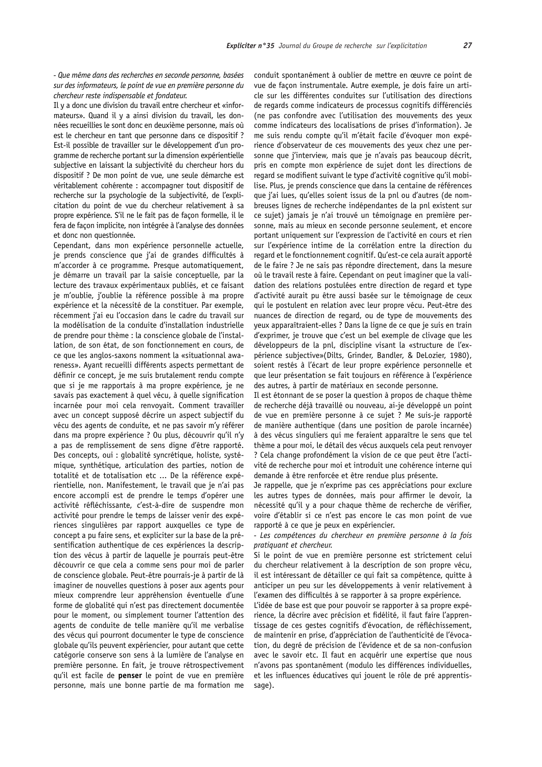*- Que même dans des recherches en seconde personne, basées sur des informateurs, le point de vue en première personne du chercheur reste indispensable et fondateur.*

Il y a donc une division du travail entre chercheur et «informateurs». Quand il y a ainsi division du travail, les données recueillies le sont donc en deuxième personne, mais où est le chercheur en tant que personne dans ce dispositif ? Est-il possible de travailler sur le développement d'un programme de recherche portant sur la dimension expérientielle subjective en laissant la subjectivité du chercheur hors du dispositif ? De mon point de vue, une seule démarche est véritablement cohérente : accompagner tout dispositif de recherche sur la psychologie de la subjectivité, de l'explicitation du point de vue du chercheur relativement à sa propre expérience. S'il ne le fait pas de façon formelle, il le fera de façon implicite, non intégrée à l'analyse des données et donc non questionnée.

Cependant, dans mon expérience personnelle actuelle, je prends conscience que j'ai de grandes difficultés à m'accorder à ce programme. Presque automatiquement, je démarre un travail par la saisie conceptuelle, par la lecture des travaux expérimentaux publiés, et ce faisant je m'oublie, j'oublie la référence possible à ma propre expérience et la nécessité de la constituer. Par exemple, récemment j'ai eu l'occasion dans le cadre du travail sur la modélisation de la conduite d'installation industrielle de prendre pour thème : la conscience globale de l'installation, de son état, de son fonctionnement en cours, de ce que les anglos-saxons nomment la «situationnal awareness». Ayant recueilli différents aspects permettant de définir ce concept, je me suis brutalement rendu compte que si je me rapportais à ma propre expérience, je ne savais pas exactement à quel vécu, à quelle signification incarnée pour moi cela renvoyait. Comment travailler avec un concept supposé décrire un aspect subjectif du vécu des agents de conduite, et ne pas savoir m'y référer dans ma propre expérience ? Ou plus, découvrir qu'il n'y a pas de remplissement de sens digne d'être rapporté. Des concepts, oui : globalité syncrétique, holiste, systémique, synthétique, articulation des parties, notion de totalité et de totalisation etc ... De la référence expérientielle, non. Manifestement, le travail que je n'ai pas encore accompli est de prendre le temps d'opérer une activité réfléchissante, c'est-à-dire de suspendre mon activité pour prendre le temps de laisser venir des expériences singulières par rapport auxquelles ce type de concept a pu faire sens, et expliciter sur la base de la présentification authentique de ces expériences la description des vécus à partir de laquelle je pourrais peut-être découvrir ce que cela a comme sens pour moi de parler de conscience globale. Peut-être pourrais-je à partir de là imaginer de nouvelles questions à poser aux agents pour mieux comprendre leur appréhension éventuelle d'une forme de globalité qui n'est pas directement documentée pour le moment, ou simplement tourner l'attention des agents de conduite de telle manière qu'il me verbalise des vécus qui pourront documenter le type de conscience globale qu'ils peuvent expériencier, pour autant que cette catégorie conserve son sens à la lumière de l'analyse en première personne. En fait, je trouve rétrospectivement qu'il est facile de **penser** le point de vue en première personne, mais une bonne partie de ma formation me conduit spontanément à oublier de mettre en œuvre ce point de vue de façon instrumentale. Autre exemple, je dois faire un article sur les différentes conduites sur l'utilisation des directions de regards comme indicateurs de processus cognitifs différenciés (ne pas confondre avec l'utilisation des mouvements des yeux comme indicateurs des localisations de prises d'information). Je me suis rendu compte qu'il m'était facile d'évoquer mon expérience d'observateur de ces mouvements des yeux chez une personne que j'interview, mais que je n'avais pas beaucoup décrit, pris en compte mon expérience de sujet dont les directions de regard se modifient suivant le type d'activité cognitive qu'il mobilise. Plus, je prends conscience que dans la centaine de références que j'ai lues, qu'elles soient issus de la pnl ou d'autres (de nombreuses lignes de recherche indépendantes de la pnl existent sur ce sujet) jamais je n'ai trouvé un témoignage en première personne, mais au mieux en seconde personne seulement, et encore portant uniquement sur l'expression de l'activité en cours et rien sur l'expérience intime de la corrélation entre la direction du regard et le fonctionnement cognitif. Qu'est-ce cela aurait apporté de le faire ? Je ne sais pas répondre directement, dans la mesure où le travail reste à faire. Cependant on peut imaginer que la validation des relations postulées entre direction de regard et type d'activité aurait pu être aussi basée sur le témoignage de ceux qui le postulent en relation avec leur propre vécu. Peut-être des nuances de direction de regard, ou de type de mouvements des yeux apparaîtraient-elles ? Dans la ligne de ce que je suis en train d'exprimer, je trouve que c'est un bel exemple de clivage que les développeurs de la pnl, discipline visant la «structure de l'expérience subjective»(Dilts, Grinder, Bandler, & DeLozier, 1980), soient restés à l'écart de leur propre expérience personnelle et que leur présentation se fait toujours en référence à l'expérience des autres, à partir de matériaux en seconde personne.

Il est étonnant de se poser la question à propos de chaque thème de recherche déjà travaillé ou nouveau, ai-je développé un point de vue en première personne à ce sujet ? Me suis-je rapporté de manière authentique (dans une position de parole incarnée) à des vécus singuliers qui me feraient apparaître le sens que tel thème a pour moi, le détail des vécus auxquels cela peut renvoyer ? Cela change profondément la vision de ce que peut être l'activité de recherche pour moi et introduit une cohérence interne qui demande à être renforcée et être rendue plus présente.

Je rappelle, que je n'exprime pas ces appréciations pour exclure les autres types de données, mais pour affirmer le devoir, la nécessité qu'il y a pour chaque thème de recherche de vérifier, voire d'établir si ce n'est pas encore le cas mon point de vue rapporté à ce que je peux en expériencier.

*- Les compétences du chercheur en première personne à la fois pratiquant et chercheur.*

Si le point de vue en première personne est strictement celui du chercheur relativement à la description de son propre vécu, il est intéressant de détailler ce qui fait sa compétence, quitte à anticiper un peu sur les développements à venir relativement à l'examen des difficultés à se rapporter à sa propre expérience.

L'idée de base est que pour pouvoir se rapporter à sa propre expérience, la décrire avec précision et fidélité, il faut faire l'apprentissage de ces gestes cognitifs d'évocation, de réfléchissement, de maintenir en prise, d'appréciation de l'authenticité de l'évocation, du degré de précision de l'évidence et de sa non-confusion avec le savoir etc. Il faut en acquérir une expertise que nous n'avons pas spontanément (modulo les différences individuelles, et les influences éducatives qui jouent le rôle de pré apprentissage).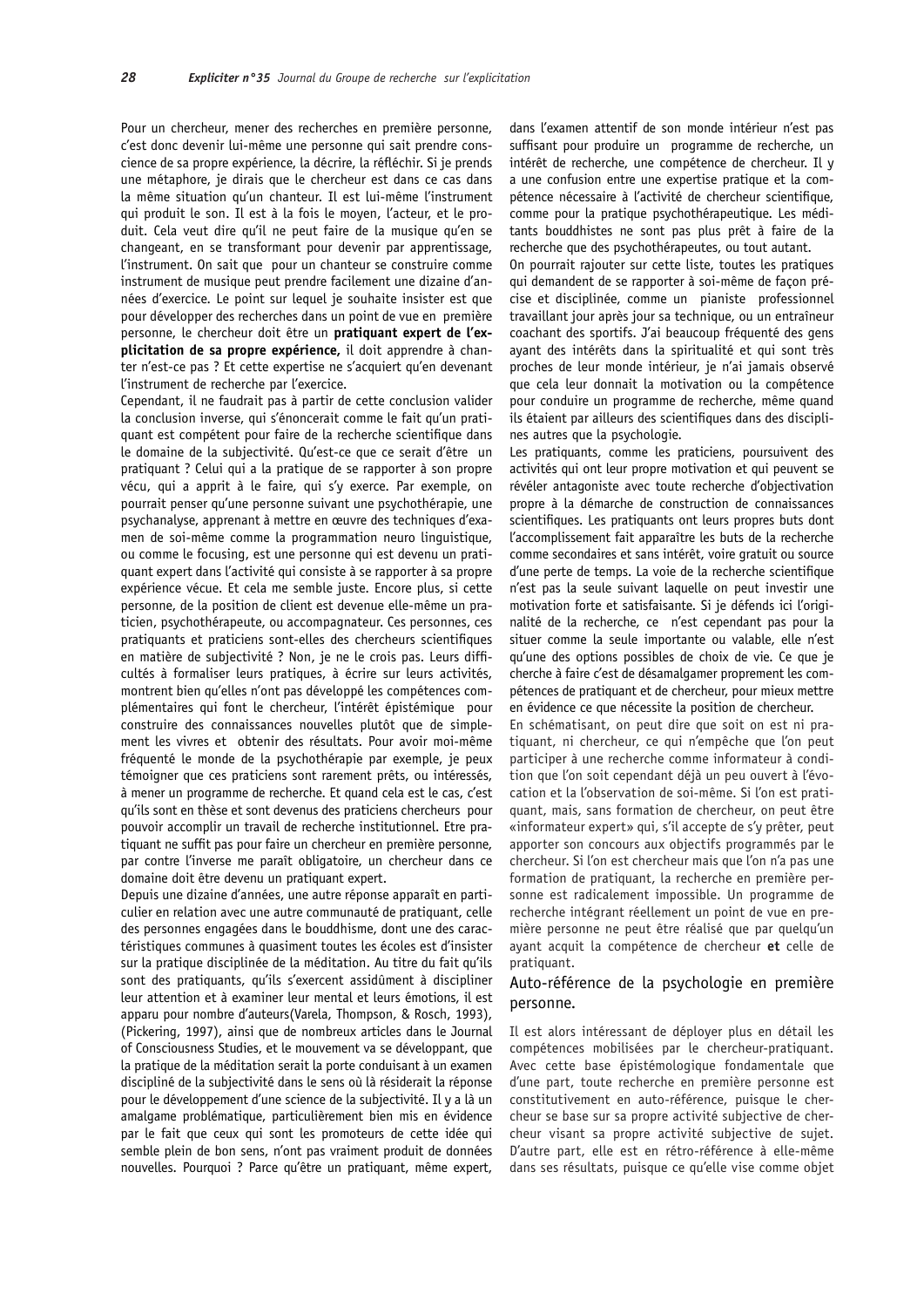Pour un chercheur, mener des recherches en première personne, c'est donc devenir lui-même une personne qui sait prendre conscience de sa propre expérience, la décrire, la réfléchir. Si je prends une métaphore, je dirais que le chercheur est dans ce cas dans la même situation qu'un chanteur. Il est lui-même l'instrument qui produit le son. Il est à la fois le moyen, l'acteur, et le produit. Cela veut dire qu'il ne peut faire de la musique qu'en se changeant, en se transformant pour devenir par apprentissage, l'instrument. On sait que pour un chanteur se construire comme instrument de musique peut prendre facilement une dizaine d'années d'exercice. Le point sur lequel je souhaite insister est que pour développer des recherches dans un point de vue en première personne, le chercheur doit être un **pratiquant expert de l'explicitation de sa propre expérience,** il doit apprendre à chanter n'est-ce pas ? Et cette expertise ne s'acquiert qu'en devenant l'instrument de recherche par l'exercice.

Cependant, il ne faudrait pas à partir de cette conclusion valider la conclusion inverse, qui s'énoncerait comme le fait qu'un pratiquant est compétent pour faire de la recherche scientifique dans le domaine de la subjectivité. Qu'est-ce que ce serait d'être un pratiquant ? Celui qui a la pratique de se rapporter à son propre vécu, qui a appris à le faire, qui s'y exerce. Par exemple, on pourrait penser qu'une personne suivant une psychothérapie, une psychanalyse, apprenant à mettre en œuvre des techniques d'examen de soi-même comme la programmation neuro linguistique, ou comme le focusing, est une personne qui est devenu un pratiquant expert dans l'activité qui consiste à se rapporter à sa propre expérience vécue. Et cela me semble juste. Encore plus, si cette personne, de la position de client est devenue elle-même un praticien, psychothérapeute, ou accompagnateur. Ces personnes, ces pratiquants et praticiens sont-elles des chercheurs scientifiques en matière de subjectivité ? Non, je ne le crois pas. Leurs difficultés à formaliser leurs pratiques, à écrire sur leurs activités, montrent bien qu'elles n'ont pas développé les compétences complémentaires qui font le chercheur, l'intérêt épistémique pour construire des connaissances nouvelles plutôt que de simplement les vivres et obtenir des résultats. Pour avoir moi-même fréquenté le monde de la psychothérapie par exemple, je peux témoigner que ces praticiens sont rarement prêts, ou intéressés, à mener un programme de recherche. Et quand cela est le cas, c'est qu'ils sont en thèse et sont devenus des praticiens chercheurs pour pouvoir accomplir un travail de recherche institutionnel. Etre pratiquant ne suffit pas pour faire un chercheur en première personne, par contre l'inverse me paraît obligatoire, un chercheur dans ce domaine doit être devenu un pratiquant expert.

Depuis une dizaine d'années, une autre réponse apparaît en particulier en relation avec une autre communauté de pratiquant, celle des personnes engagées dans le bouddhisme, dont une des caractéristiques communes à quasiment toutes les écoles est d'insister sur la pratique disciplinée de la méditation. Au titre du fait qu'ils sont des pratiquants, qu'ils s'exercent assidûment à discipliner leur attention et à examiner leur mental et leurs émotions, il est apparu pour nombre d'auteurs(Varela, Thompson, & Rosch, 1993), (Pickering, 1997), ainsi que de nombreux articles dans le Journal of Consciousness Studies, et le mouvement va se développant, que la pratique de la méditation serait la porte conduisant à un examen discipliné de la subjectivité dans le sens où là résiderait la réponse pour le développement d'une science de la subjectivité. Il y a là un amalgame problématique, particulièrement bien mis en évidence par le fait que ceux qui sont les promoteurs de cette idée qui semble plein de bon sens, n'ont pas vraiment produit de données nouvelles. Pourquoi ? Parce qu'être un pratiquant, même expert, dans l'examen attentif de son monde intérieur n'est pas suffisant pour produire un programme de recherche, un intérêt de recherche, une compétence de chercheur. Il y a une confusion entre une expertise pratique et la compétence nécessaire à l'activité de chercheur scientifique, comme pour la pratique psychothérapeutique. Les méditants bouddhistes ne sont pas plus prêt à faire de la recherche que des psychothérapeutes, ou tout autant.

On pourrait rajouter sur cette liste, toutes les pratiques qui demandent de se rapporter à soi-même de façon précise et disciplinée, comme un pianiste professionnel travaillant jour après jour sa technique, ou un entraîneur coachant des sportifs. J'ai beaucoup fréquenté des gens ayant des intérêts dans la spiritualité et qui sont très proches de leur monde intérieur, je n'ai jamais observé que cela leur donnait la motivation ou la compétence pour conduire un programme de recherche, même quand ils étaient par ailleurs des scientifiques dans des disciplines autres que la psychologie.

Les pratiquants, comme les praticiens, poursuivent des activités qui ont leur propre motivation et qui peuvent se révéler antagoniste avec toute recherche d'objectivation propre à la démarche de construction de connaissances scientifiques. Les pratiquants ont leurs propres buts dont l'accomplissement fait apparaître les buts de la recherche comme secondaires et sans intérêt, voire gratuit ou source d'une perte de temps. La voie de la recherche scientifique n'est pas la seule suivant laquelle on peut investir une motivation forte et satisfaisante. Si je défends ici l'originalité de la recherche, ce n'est cependant pas pour la situer comme la seule importante ou valable, elle n'est qu'une des options possibles de choix de vie. Ce que je cherche à faire c'est de désamalgamer proprement les compétences de pratiquant et de chercheur, pour mieux mettre en évidence ce que nécessite la position de chercheur.

En schématisant, on peut dire que soit on est ni pratiquant, ni chercheur, ce qui n'empêche que l'on peut participer à une recherche comme informateur à condition que l'on soit cependant déjà un peu ouvert à l'évocation et l'observation de soi-même. Si l'on est pratiquant, mais, sans formation de chercheur, on peut être «informateur expert» qui, s'il accepte de s'y prêter, peut apporter son concours aux objectifs programmés par le chercheur. Si l'on est chercheur mais que l'on n'a pas une formation de pratiquant, la recherche en première personne est radicalement impossible. Un programme de recherche intégrant réellement un point de vue en première personne ne peut être réalisé que par quelqu'un ayant acquit la compétence de chercheur **et** celle de pratiquant.

## Auto-référence de la psychologie en première personne.

Il est alors intéressant de déployer plus en détail les compétences mobilisées par le chercheur-pratiquant. Avec cette base épistémologique fondamentale que d'une part, toute recherche en première personne est constitutivement en auto-référence, puisque le chercheur se base sur sa propre activité subjective de chercheur visant sa propre activité subjective de sujet. D'autre part, elle est en rétro-référence à elle-même dans ses résultats, puisque ce qu'elle vise comme objet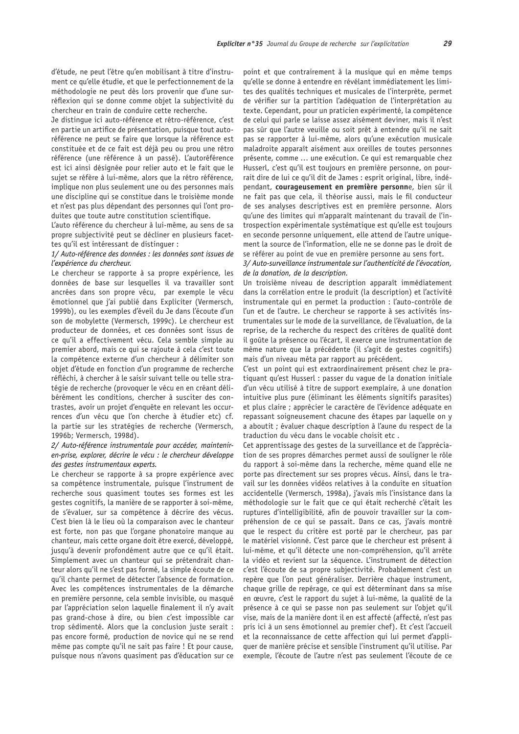d'étude, ne peut l'être qu'en mobilisant à titre d'instrument ce qu'elle étudie, et que le perfectionnement de la méthodologie ne peut dès lors provenir que d'une surréflexion qui se donne comme objet la subjectivité du chercheur en train de conduire cette recherche.

Je distingue ici auto-référence et rétro-référence, c'est en partie un artifice de présentation, puisque tout autoréférence ne peut se faire que lorsque la référence est constituée et de ce fait est déjà peu ou prou une rétro référence (une référence à un passé). L'autoréférence est ici ainsi désignée pour relier auto et le fait que le sujet se réfère à lui-même, alors que la rétro référence, implique non plus seulement une ou des personnes mais une discipline qui se constitue dans le troisième monde et n'est pas plus dépendant des personnes qui l'ont produites que toute autre constitution scientifique.

L'auto référence du chercheur à lui-même, au sens de sa propre subjectivité peut se décliner en plusieurs facettes qu'il est intéressant de distinguer :

*1/ Auto-référence des données : les données sont issues de l'expérience du chercheur.*

Le chercheur se rapporte à sa propre expérience, les données de base sur lesquelles il va travailler sont ancrées dans son propre vécu, par exemple le vécu émotionnel que j'ai publié dans Expliciter (Vermersch, 1999b), ou les exemples d'éveil du Je dans l'écoute d'un son de mobylette (Vermersch, 1999c). Le chercheur est producteur de données, et ces données sont issus de ce qu'il a effectivement vécu. Cela semble simple au premier abord, mais ce qui se rajoute à cela c'est toute la compétence externe d'un chercheur à délimiter son objet d'étude en fonction d'un programme de recherche réfléchi, à chercher à le saisir suivant telle ou telle stratégie de recherche (provoquer le vécu en en créant délibérément les conditions, chercher à susciter des contrastes, avoir un projet d'enquête en relevant les occurrences d'un vécu que l'on cherche à étudier etc) cf. la partie sur les stratégies de recherche (Vermersch, 1996b; Vermersch, 1998d).

*2/ Auto-référence instrumentale pour accéder, maintenir-en-prise, explorer, décrire le vécu : le chercheur développe des gestes instrumentaux experts.*

Le chercheur se rapporte à sa propre expérience avec sa compétence instrumentale, puisque l'instrument de recherche sous quasiment toutes ses formes est les gestes cognitifs, la manière de se rapporter à soi-même, de s'évaluer, sur sa compétence à décrire des vécus. C'est bien là le lieu où la comparaison avec le chanteur est forte, non pas que l'organe phonatoire manque au chanteur, mais cette organe doit être exercé, développé, jusqu'à devenir profondément autre que ce qu'il était. Simplement avec un chanteur qui se prétendrait chanteur alors qu'il ne s'est pas formé, la simple écoute de ce qu'il chante permet de détecter l'absence de formation. Avec les compétences instrumentales de la démarche en première personne, cela semble invisible, ou masqué par l'appréciation selon laquelle finalement il n'y avait pas grand-chose à dire, ou bien c'est impossible car trop sédimenté. Alors que la conclusion juste serait : pas encore formé, production de novice qui ne se rend même pas compte qu'il ne sait pas faire ! Et pour cause, puisque nous n'avons quasiment pas d'éducation sur ce point et que contrairement à la musique qui en même temps qu'elle se donne à entendre en révélant immédiatement les limites des qualités techniques et musicales de l'interprète, permet de vérifier sur la partition l'adéquation de l'interprétation au texte. Cependant, pour un praticien expérimenté, la compétence de celui qui parle se laisse assez aisément deviner, mais il n'est pas sûr que l'autre veuille ou soit prêt à entendre qu'il ne sait pas se rapporter à lui-même, alors qu'une exécution musicale maladroite apparaît aisément aux oreilles de toutes personnes présente, comme … une exécution. Ce qui est remarquable chez Husserl, c'est qu'il est toujours en première personne, on pourrait dire de lui ce qu'il dit de James : esprit original, libre, indépendant, **courageusement en première personn**e, bien sûr il ne fait pas que cela, il théorise aussi, mais le fil conducteur de ses analyses descriptives est en première personne. Alors qu'une des limites qui m'apparaît maintenant du travail de l'introspection expérimentale systématique est qu'elle est toujours en seconde personne uniquement, elle attend de l'autre uniquement la source de l'information, elle ne se donne pas le droit de se référer au point de vue en première personne au sens fort.

*3/ Auto-surveillance instrumentale sur l'authenticité de l'évocation, de la donation, de la description.*

Un troisième niveau de description apparaît immédiatement dans la corrélation entre le produit (la description) et l'activité instrumentale qui en permet la production : l'auto-contrôle de l'un et de l'autre. Le chercheur se rapporte à ses activités instrumentales sur le mode de la surveillance, de l'évaluation, de la reprise, de la recherche du respect des critères de qualité dont il goûte la présence ou l'écart, il exerce une instrumentation de même nature que la précédente (il s'agit de gestes cognitifs) mais d'un niveau méta par rapport au précédent.

C'est un point qui est extraordinairement présent chez le pratiquant qu'est Husserl : passer du vague de la donation initiale d'un vécu utilisé à titre de support exemplaire, à une donation intuitive plus pure (éliminant les éléments signitifs parasites) et plus claire ; apprécier le caractère de l'évidence adéquate en repassant soigneusement chacune des étapes par laquelle on y a abouti ; évaluer chaque description à l'aune du respect de la traduction du vécu dans le vocable choisit etc .

Cet apprentissage des gestes de la surveillance et de l'appréciation de ses propres démarches permet aussi de souligner le rôle du rapport à soi-même dans la recherche, même quand elle ne porte pas directement sur ses propres vécus. Ainsi, dans le travail sur les données vidéos relatives à la conduite en situation accidentelle (Vermersch, 1998a), j'avais mis l'insistance dans la méthodologie sur le fait que ce qui était recherché c'était les ruptures d'intelligibilité, afin de pouvoir travailler sur la compréhension de ce qui se passait. Dans ce cas, j'avais montré que le respect du critère est porté par le chercheur, pas par le matériel visionné. C'est parce que le chercheur est présent à lui-même, et qu'il détecte une non-compréhension, qu'il arrête la vidéo et revient sur la séquence. L'instrument de détection c'est l'écoute de sa propre subjectivité. Probablement c'est un repère que l'on peut généraliser. Derrière chaque instrument, chaque grille de repérage, ce qui est déterminant dans sa mise en œuvre, c'est le rapport du sujet à lui-même, la qualité de la présence à ce qui se passe non pas seulement sur l'objet qu'il vise, mais de la manière dont il en est affecté (affecté, n'est pas pris ici à un sens émotionnel au premier chef). Et c'est l'accueil et la reconnaissance de cette affection qui lui permet d'appliquer de manière précise et sensible l'instrument qu'il utilise. Par exemple, l'écoute de l'autre n'est pas seulement l'écoute de ce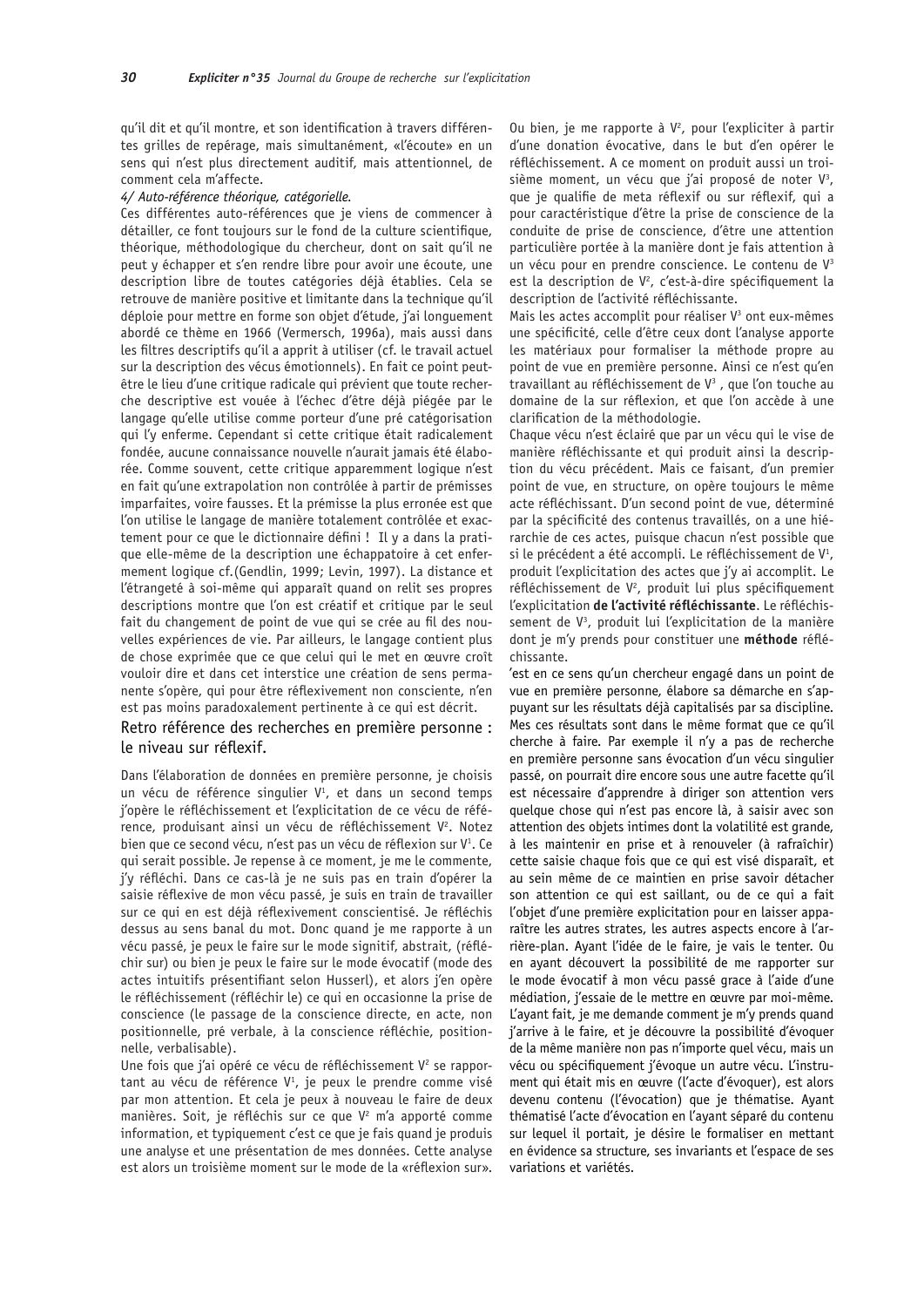qu'il dit et qu'il montre, et son identification à travers différentes grilles de repérage, mais simultanément, «l'écoute» en un sens qui n'est plus directement auditif, mais attentionnel, de comment cela m'affecte.

*4/ Auto-référence théorique, catégorielle.*

Ces différentes auto-références que je viens de commencer à détailler, ce font toujours sur le fond de la culture scientifique, théorique, méthodologique du chercheur, dont on sait qu'il ne peut y échapper et s'en rendre libre pour avoir une écoute, une description libre de toutes catégories déjà établies. Cela se retrouve de manière positive et limitante dans la technique qu'il déploie pour mettre en forme son objet d'étude, j'ai longuement abordé ce thème en 1966 (Vermersch, 1996a), mais aussi dans les filtres descriptifs qu'il a apprit à utiliser (cf. le travail actuel sur la description des vécus émotionnels). En fait ce point peut-être le lieu d'une critique radicale qui prévient que toute recherche descriptive est vouée à l'échec d'être déjà piégée par le langage qu'elle utilise comme porteur d'une pré catégorisation qui l'y enferme. Cependant si cette critique était radicalement fondée, aucune connaissance nouvelle n'aurait jamais été élaborée. Comme souvent, cette critique apparemment logique n'est en fait qu'une extrapolation non contrôlée à partir de prémisses imparfaites, voire fausses. Et la prémisse la plus erronée est que l'on utilise le langage de manière totalement contrôlée et exactement pour ce que le dictionnaire défini ! Il y a dans la pratique elle-même de la description une échappatoire à cet enfermement logique cf.(Gendlin, 1999; Levin, 1997). La distance et l'étrangeté à soi-même qui apparaît quand on relit ses propres descriptions montre que l'on est créatif et critique par le seul fait du changement de point de vue qui se crée au fil des nouvelles expériences de vie. Par ailleurs, le langage contient plus de chose exprimée que ce que celui qui le met en œuvre croît vouloir dire et dans cet interstice une création de sens permanente s'opère, qui pour être réflexivement non consciente, n'en est pas moins paradoxalement pertinente à ce qui est décrit.

## Retro référence des recherches en première personne : le niveau sur réflexif.

Dans l'élaboration de données en première personne, je choisis un vécu de référence singulier $V^1$, et dans un second temps j'opère le réfléchissement et l'explicitation de ce vécu de référence, produisant ainsi un vécu de réfléchissement $V^2$. Notez bien que ce second vécu, n'est pas un vécu de réflexion sur $V^1$. Ce qui serait possible. Je repense à ce moment, je me le commente, j'y réfléchi. Dans ce cas-là je ne suis pas en train d'opérer la saisie réflexive de mon vécu passé, je suis en train de travailler sur ce qui en est déjà réflexivement conscientisé. Je réfléchis dessus au sens banal du mot. Donc quand je me rapporte à un vécu passé, je peux le faire sur le mode signitif, abstrait, (réfléchir sur) ou bien je peux le faire sur le mode évocatif (mode des actes intuitifs présentifiant selon Husserl), et alors j'en opère le réfléchissement (réfléchir le) ce qui en occasionne la prise de conscience (le passage de la conscience directe, en acte, non positionnelle, pré verbale, à la conscience réfléchie, positionnelle, verbalisable).

Une fois que j'ai opéré ce vécu de réfléchissement $V^2$ se rapportant au vécu de référence $V^1$, je peux le prendre comme visé par mon attention. Et cela je peux à nouveau le faire de deux manières. Soit, je réfléchis sur ce que $V^2$ m'a apporté comme information, et typiquement c'est ce que je fais quand je produis une analyse et une présentation de mes données. Cette analyse est alors un troisième moment sur le mode de la «réflexion sur». Ou bien, je me rapporte à $V^2$, pour l'expliciter à partir d'une donation évocative, dans le but d'en opérer le réfléchissement. A ce moment on produit aussi un troisième moment, un vécu que j'ai proposé de noter $V^3$, que je qualifie de meta réflexif ou sur réflexif, qui a pour caractéristique d'être la prise de conscience de la conduite de prise de conscience, d'être une attention particulière portée à la manière dont je fais attention à un vécu pour en prendre conscience. Le contenu de $V^3$ est la description de $V^2$, c'est-à-dire spécifiquement la description de l'activité réfléchissante.

Mais les actes accomplit pour réaliser $V^3$ ont eux-mêmes une spécificité, celle d'être ceux dont l'analyse apporte les matériaux pour formaliser la méthode propre au point de vue en première personne. Ainsi ce n'est qu'en travaillant au réfléchissement de $V^3$ , que l'on touche au domaine de la sur réflexion, et que l'on accède à une clarification de la méthodologie.

Chaque vécu n'est éclairé que par un vécu qui le vise de manière réfléchissante et qui produit ainsi la description du vécu précédent. Mais ce faisant, d'un premier point de vue, en structure, on opère toujours le même acte réfléchissant. D'un second point de vue, déterminé par la spécificité des contenus travaillés, on a une hiérarchie de ces actes, puisque chacun n'est possible que si le précédent a été accompli. Le réfléchissement de $V^1$, produit l'explicitation des actes que j'y ai accomplit. Le réfléchissement de $V^2$, produit lui plus spécifiquement l'explicitation **de l'activité réfléchissante**. Le réfléchissement de $V^3$, produit lui l'explicitation de la manière dont je m'y prends pour constituer une **méthode** réfléchissante.

'est en ce sens qu'un chercheur engagé dans un point de vue en première personne, élabore sa démarche en s'appuyant sur les résultats déjà capitalisés par sa discipline. Mes ces résultats sont dans le même format que ce qu'il cherche à faire. Par exemple il n'y a pas de recherche en première personne sans évocation d'un vécu singulier passé, on pourrait dire encore sous une autre facette qu'il est nécessaire d'apprendre à diriger son attention vers quelque chose qui n'est pas encore là, à saisir avec son attention des objets intimes dont la volatilité est grande, à les maintenir en prise et à renouveler (à rafraîchir) cette saisie chaque fois que ce qui est visé disparaît, et au sein même de ce maintien en prise savoir détacher son attention ce qui est saillant, ou de ce qui a fait l'objet d'une première explicitation pour en laisser apparaître les autres strates, les autres aspects encore à l'arrière-plan. Ayant l'idée de le faire, je vais le tenter. Ou en ayant découvert la possibilité de me rapporter sur le mode évocatif à mon vécu passé grace à l'aide d'une médiation, j'essaie de le mettre en œuvre par moi-même. L'ayant fait, je me demande comment je m'y prends quand j'arrive à le faire, et je découvre la possibilité d'évoquer de la même manière non pas n'importe quel vécu, mais un vécu ou spécifiquement j'évoque un autre vécu. L'instrument qui était mis en œuvre (l'acte d'évoquer), est alors devenu contenu (l'évocation) que je thématise. Ayant thématisé l'acte d'évocation en l'ayant séparé du contenu sur lequel il portait, je désire le formaliser en mettant en évidence sa structure, ses invariants et l'espace de ses variations et variétés.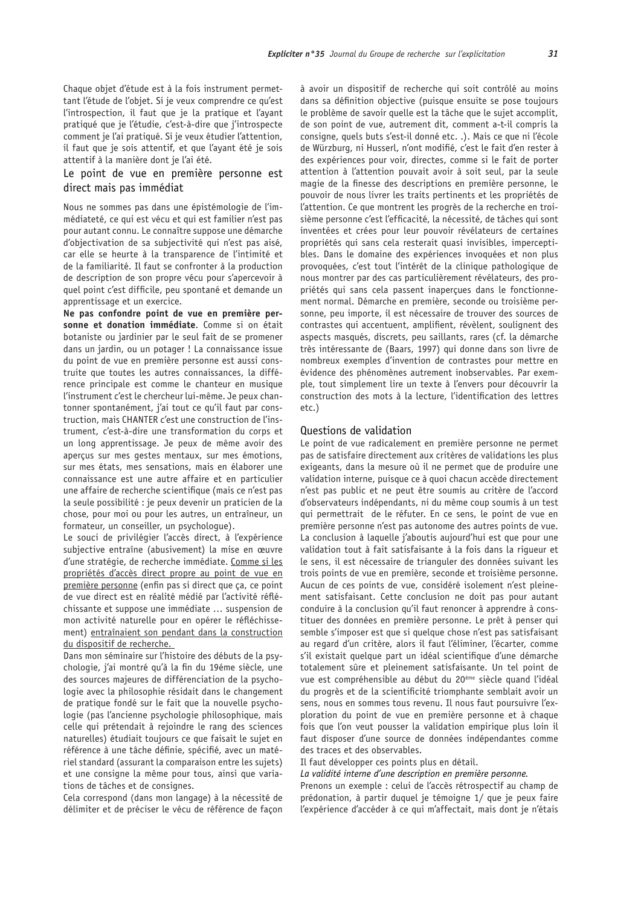Chaque objet d'étude est à la fois instrument permettant l'étude de l'objet. Si je veux comprendre ce qu'est l'introspection, il faut que je la pratique et l'ayant pratiqué que je l'étudie, c'est-à-dire que j'introspecte comment je l'ai pratiqué. Si je veux étudier l'attention, il faut que je sois attentif, et que l'ayant été je sois attentif à la manière dont je l'ai été.

## Le point de vue en première personne est direct mais pas immédiat

Nous ne sommes pas dans une épistémologie de l'immédiateté, ce qui est vécu et qui est familier n'est pas pour autant connu. Le connaître suppose une démarche d'objectivation de sa subjectivité qui n'est pas aisé, car elle se heurte à la transparence de l'intimité et de la familiarité. Il faut se confronter à la production de description de son propre vécu pour s'apercevoir à quel point c'est difficile, peu spontané et demande un apprentissage et un exercice.

**Ne pas confondre point de vue en première personne et donation immédiate**. Comme si on était botaniste ou jardinier par le seul fait de se promener dans un jardin, ou un potager ! La connaissance issue du point de vue en première personne est aussi construite que toutes les autres connaissances, la différence principale est comme le chanteur en musique l'instrument c'est le chercheur lui-même. Je peux chantonner spontanément, j'ai tout ce qu'il faut par construction, mais CHANTER c'est une construction de l'instrument, c'est-à-dire une transformation du corps et un long apprentissage. Je peux de même avoir des aperçus sur mes gestes mentaux, sur mes émotions, sur mes états, mes sensations, mais en élaborer une connaissance est une autre affaire et en particulier une affaire de recherche scientifique (mais ce n'est pas la seule possibilité : je peux devenir un praticien de la chose, pour moi ou pour les autres, un entraîneur, un formateur, un conseiller, un psychologue).

Le souci de privilégier l'accès direct, à l'expérience subjective entraîne (abusivement) la mise en œuvre d'une stratégie, de recherche immédiate. Comme si les propriétés d'accès direct propre au point de vue en première personne (enfin pas si direct que ça, ce point de vue direct est en réalité médié par l'activité réfléchissante et suppose une immédiate … suspension de mon activité naturelle pour en opérer le réfléchissement) entraînaient son pendant dans la construction du dispositif de recherche.

Dans mon séminaire sur l'histoire des débuts de la psychologie, j'ai montré qu'à la fin du 19éme siècle, une des sources majeures de différenciation de la psychologie avec la philosophie résidait dans le changement de pratique fondé sur le fait que la nouvelle psychologie (pas l'ancienne psychologie philosophique, mais celle qui prétendait à rejoindre le rang des sciences naturelles) étudiait toujours ce que faisait le sujet en référence à une tâche définie, spécifié, avec un matériel standard (assurant la comparaison entre les sujets) et une consigne la même pour tous, ainsi que variations de tâches et de consignes.

Cela correspond (dans mon langage) à la nécessité de délimiter et de préciser le vécu de référence de façon à avoir un dispositif de recherche qui soit contrôlé au moins dans sa définition objective (puisque ensuite se pose toujours le problème de savoir quelle est la tâche que le sujet accomplit, de son point de vue, autrement dit, comment a-t-il compris la consigne, quels buts s'est-il donné etc. .). Mais ce que ni l'école de Würzburg, ni Husserl, n'ont modifié, c'est le fait d'en rester à des expériences pour voir, directes, comme si le fait de porter attention à l'attention pouvait avoir à soit seul, par la seule magie de la finesse des descriptions en première personne, le pouvoir de nous livrer les traits pertinents et les propriétés de l'attention. Ce que montrent les progrès de la recherche en troisième personne c'est l'efficacité, la nécessité, de tâches qui sont inventées et crées pour leur pouvoir révélateurs de certaines propriétés qui sans cela resterait quasi invisibles, imperceptibles. Dans le domaine des expériences invoquées et non plus provoquées, c'est tout l'intérêt de la clinique pathologique de nous montrer par des cas particulièrement révélateurs, des propriétés qui sans cela passent inaperçues dans le fonctionnement normal. Démarche en première, seconde ou troisième personne, peu importe, il est nécessaire de trouver des sources de contrastes qui accentuent, amplifient, révèlent, soulignent des aspects masqués, discrets, peu saillants, rares (cf. la démarche très intéressante de (Baars, 1997) qui donne dans son livre de nombreux exemples d'invention de contrastes pour mettre en évidence des phénomènes autrement inobservables. Par exemple, tout simplement lire un texte à l'envers pour découvrir la construction des mots à la lecture, l'identification des lettres etc.)

## Questions de validation

Le point de vue radicalement en première personne ne permet pas de satisfaire directement aux critères de validations les plus exigeants, dans la mesure où il ne permet que de produire une validation interne, puisque ce à quoi chacun accède directement n'est pas public et ne peut être soumis au critère de l'accord d'observateurs indépendants, ni du même coup soumis à un test qui permettrait de le réfuter. En ce sens, le point de vue en première personne n'est pas autonome des autres points de vue. La conclusion à laquelle j'aboutis aujourd'hui est que pour une validation tout à fait satisfaisante à la fois dans la rigueur et le sens, il est nécessaire de trianguler des données suivant les trois points de vue en première, seconde et troisième personne. Aucun de ces points de vue, considéré isolement n'est pleinement satisfaisant. Cette conclusion ne doit pas pour autant conduire à la conclusion qu'il faut renoncer à apprendre à constituer des données en première personne. Le prêt à penser qui semble s'imposer est que si quelque chose n'est pas satisfaisant au regard d'un critère, alors il faut l'éliminer, l'écarter, comme s'il existait quelque part un idéal scientifique d'une démarche totalement sûre et pleinement satisfaisante. Un tel point de vue est compréhensible au début du 20ème siècle quand l'idéal du progrès et de la scientificité triomphante semblait avoir un sens, nous en sommes tous revenu. Il nous faut poursuivre l'exploration du point de vue en première personne et à chaque fois que l'on veut pousser la validation empirique plus loin il faut disposer d'une source de données indépendantes comme des traces et des observables.

Il faut développer ces points plus en détail.

*La validité interne d'une description en première personne.*

Prenons un exemple : celui de l'accès rétrospectif au champ de prédonation, à partir duquel je témoigne 1/ que je peux faire l'expérience d'accéder à ce qui m'affectait, mais dont je n'étais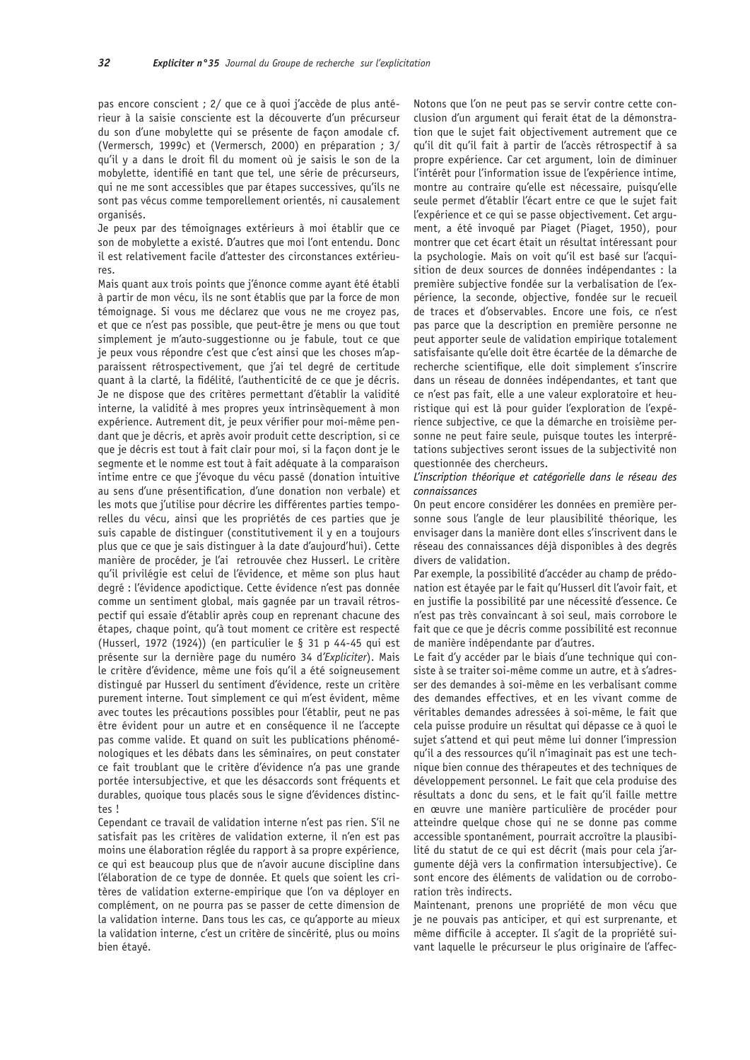pas encore conscient ; 2/ que ce à quoi j'accède de plus antérieur à la saisie consciente est la découverte d'un précurseur du son d'une mobylette qui se présente de façon amodale cf. (Vermersch, 1999c) et (Vermersch, 2000) en préparation ; 3/ qu'il y a dans le droit fil du moment où je saisis le son de la mobylette, identifié en tant que tel, une série de précurseurs, qui ne me sont accessibles que par étapes successives, qu'ils ne sont pas vécus comme temporellement orientés, ni causalement organisés.

Je peux par des témoignages extérieurs à moi établir que ce son de mobylette a existé. D'autres que moi l'ont entendu. Donc il est relativement facile d'attester des circonstances extérieures.

Mais quant aux trois points que j'énonce comme ayant été établi à partir de mon vécu, ils ne sont établis que par la force de mon témoignage. Si vous me déclarez que vous ne me croyez pas, et que ce n'est pas possible, que peut-être je mens ou que tout simplement je m'auto-suggestionne ou je fabule, tout ce que je peux vous répondre c'est que c'est ainsi que les choses m'apparaissent rétrospectivement, que j'ai tel degré de certitude quant à la clarté, la fidélité, l'authenticité de ce que je décris. Je ne dispose que des critères permettant d'établir la validité interne, la validité à mes propres yeux intrinsèquement à mon expérience. Autrement dit, je peux vérifier pour moi-même pendant que je décris, et après avoir produit cette description, si ce que je décris est tout à fait clair pour moi, si la façon dont je le segmente et le nomme est tout à fait adéquate à la comparaison intime entre ce que j'évoque du vécu passé (donation intuitive au sens d'une présentification, d'une donation non verbale) et les mots que j'utilise pour décrire les différentes parties temporelles du vécu, ainsi que les propriétés de ces parties que je suis capable de distinguer (constitutivement il y en a toujours plus que ce que je sais distinguer à la date d'aujourd'hui). Cette manière de procéder, je l'ai retrouvée chez Husserl. Le critère qu'il privilégie est celui de l'évidence, et même son plus haut degré : l'évidence apodictique. Cette évidence n'est pas donnée comme un sentiment global, mais gagnée par un travail rétrospectif qui essaie d'établir après coup en reprenant chacune des étapes, chaque point, qu'à tout moment ce critère est respecté (Husserl, 1972 (1924)) (en particulier le § 31 p 44-45 qui est présente sur la dernière page du numéro 34 d'*Expliciter*). Mais le critère d'évidence, même une fois qu'il a été soigneusement distingué par Husserl du sentiment d'évidence, reste un critère purement interne. Tout simplement ce qui m'est évident, même avec toutes les précautions possibles pour l'établir, peut ne pas être évident pour un autre et en conséquence il ne l'accepte pas comme valide. Et quand on suit les publications phénoménologiques et les débats dans les séminaires, on peut constater ce fait troublant que le critère d'évidence n'a pas une grande portée intersubjective, et que les désaccords sont fréquents et durables, quoique tous placés sous le signe d'évidences distinctes !

Cependant ce travail de validation interne n'est pas rien. S'il ne satisfait pas les critères de validation externe, il n'en est pas moins une élaboration réglée du rapport à sa propre expérience, ce qui est beaucoup plus que de n'avoir aucune discipline dans l'élaboration de ce type de donnée. Et quels que soient les critères de validation externe-empirique que l'on va déployer en complément, on ne pourra pas se passer de cette dimension de la validation interne. Dans tous les cas, ce qu'apporte au mieux la validation interne, c'est un critère de sincérité, plus ou moins bien étayé.

Notons que l'on ne peut pas se servir contre cette conclusion d'un argument qui ferait état de la démonstration que le sujet fait objectivement autrement que ce qu'il dit qu'il fait à partir de l'accès rétrospectif à sa propre expérience. Car cet argument, loin de diminuer l'intérêt pour l'information issue de l'expérience intime, montre au contraire qu'elle est nécessaire, puisqu'elle seule permet d'établir l'écart entre ce que le sujet fait l'expérience et ce qui se passe objectivement. Cet argument, a été invoqué par Piaget (Piaget, 1950), pour montrer que cet écart était un résultat intéressant pour la psychologie. Mais on voit qu'il est basé sur l'acquisition de deux sources de données indépendantes : la première subjective fondée sur la verbalisation de l'expérience, la seconde, objective, fondée sur le recueil de traces et d'observables. Encore une fois, ce n'est pas parce que la description en première personne ne peut apporter seule de validation empirique totalement satisfaisante qu'elle doit être écartée de la démarche de recherche scientifique, elle doit simplement s'inscrire dans un réseau de données indépendantes, et tant que ce n'est pas fait, elle a une valeur exploratoire et heuristique qui est là pour guider l'exploration de l'expérience subjective, ce que la démarche en troisième personne ne peut faire seule, puisque toutes les interprétations subjectives seront issues de la subjectivité non questionnée des chercheurs.

*L'inscription théorique et catégorielle dans le réseau des connaissances*

On peut encore considérer les données en première personne sous l'angle de leur plausibilité théorique, les envisager dans la manière dont elles s'inscrivent dans le réseau des connaissances déjà disponibles à des degrés divers de validation.

Par exemple, la possibilité d'accéder au champ de prédonation est étayée par le fait qu'Husserl dit l'avoir fait, et en justifie la possibilité par une nécessité d'essence. Ce n'est pas très convaincant à soi seul, mais corrobore le fait que ce que je décris comme possibilité est reconnue de manière indépendante par d'autres.

Le fait d'y accéder par le biais d'une technique qui consiste à se traiter soi-même comme un autre, et à s'adresser des demandes à soi-même en les verbalisant comme des demandes effectives, et en les vivant comme de véritables demandes adressées à soi-même, le fait que cela puisse produire un résultat qui dépasse ce à quoi le sujet s'attend et qui peut même lui donner l'impression qu'il a des ressources qu'il n'imaginait pas est une technique bien connue des thérapeutes et des techniques de développement personnel. Le fait que cela produise des résultats a donc du sens, et le fait qu'il faille mettre en œuvre une manière particulière de procéder pour atteindre quelque chose qui ne se donne pas comme accessible spontanément, pourrait accroître la plausibilité du statut de ce qui est décrit (mais pour cela j'argumente déjà vers la confirmation intersubjective). Ce sont encore des éléments de validation ou de corroboration très indirects.

Maintenant, prenons une propriété de mon vécu que je ne pouvais pas anticiper, et qui est surprenante, et même difficile à accepter. Il s'agit de la propriété suivant laquelle le précurseur le plus originaire de l'affec-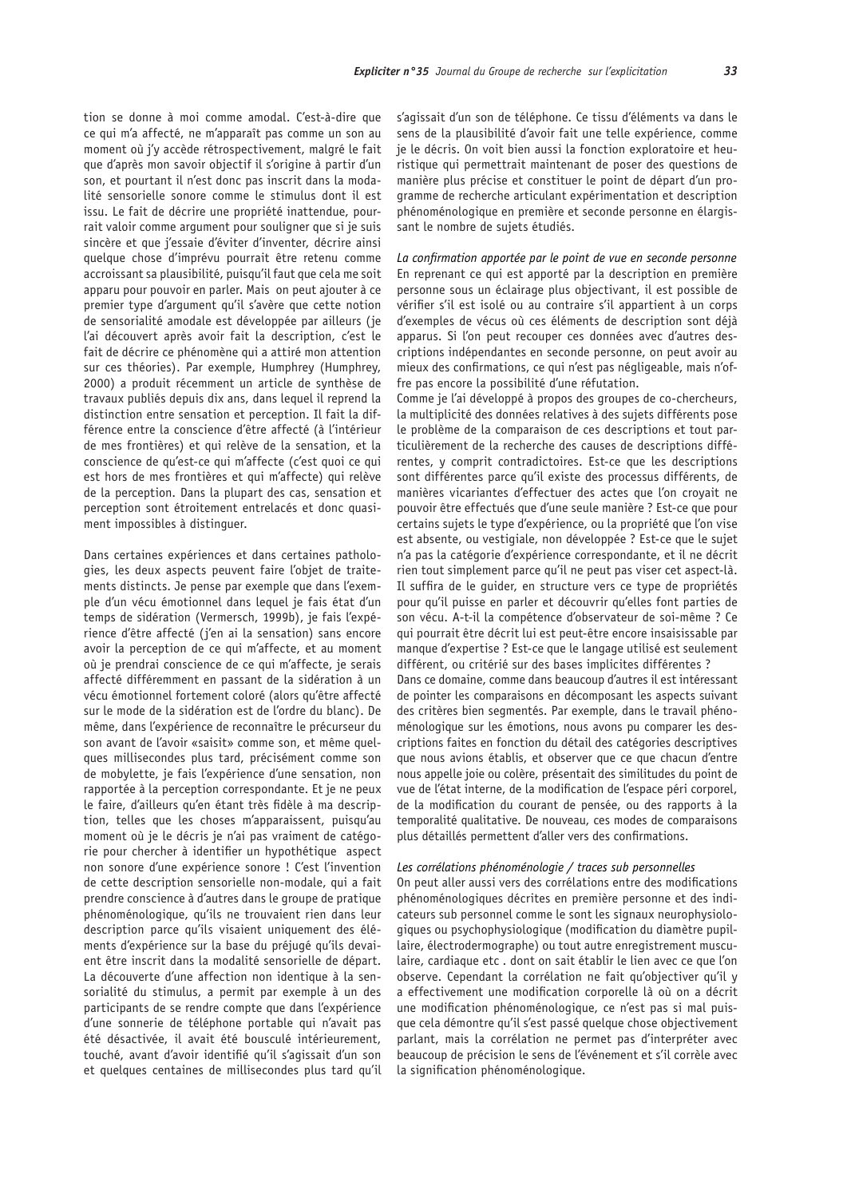tion se donne à moi comme amodal. C'est-à-dire que ce qui m'a affecté, ne m'apparaît pas comme un son au moment où j'y accède rétrospectivement, malgré le fait que d'après mon savoir objectif il s'origine à partir d'un son, et pourtant il n'est donc pas inscrit dans la modalité sensorielle sonore comme le stimulus dont il est issu. Le fait de décrire une propriété inattendue, pourrait valoir comme argument pour souligner que si je suis sincère et que j'essaie d'éviter d'inventer, décrire ainsi quelque chose d'imprévu pourrait être retenu comme accroissant sa plausibilité, puisqu'il faut que cela me soit apparu pour pouvoir en parler. Mais on peut ajouter à ce premier type d'argument qu'il s'avère que cette notion de sensorialité amodale est développée par ailleurs (je l'ai découvert après avoir fait la description, c'est le fait de décrire ce phénomène qui a attiré mon attention sur ces théories). Par exemple, Humphrey (Humphrey, 2000) a produit récemment un article de synthèse de travaux publiés depuis dix ans, dans lequel il reprend la distinction entre sensation et perception. Il fait la différence entre la conscience d'être affecté (à l'intérieur de mes frontières) et qui relève de la sensation, et la conscience de qu'est-ce qui m'affecte (c'est quoi ce qui est hors de mes frontières et qui m'affecte) qui relève de la perception. Dans la plupart des cas, sensation et perception sont étroitement entrelacés et donc quasiment impossibles à distinguer.

Dans certaines expériences et dans certaines pathologies, les deux aspects peuvent faire l'objet de traitements distincts. Je pense par exemple que dans l'exemple d'un vécu émotionnel dans lequel je fais état d'un temps de sidération (Vermersch, 1999b), je fais l'expérience d'être affecté (j'en ai la sensation) sans encore avoir la perception de ce qui m'affecte, et au moment où je prendrai conscience de ce qui m'affecte, je serais affecté différemment en passant de la sidération à un vécu émotionnel fortement coloré (alors qu'être affecté sur le mode de la sidération est de l'ordre du blanc). De même, dans l'expérience de reconnaître le précurseur du son avant de l'avoir «saisit» comme son, et même quelques millisecondes plus tard, précisément comme son de mobylette, je fais l'expérience d'une sensation, non rapportée à la perception correspondante. Et je ne peux le faire, d'ailleurs qu'en étant très fidèle à ma description, telles que les choses m'apparaissent, puisqu'au moment où je le décris je n'ai pas vraiment de catégorie pour chercher à identifier un hypothétique aspect non sonore d'une expérience sonore ! C'est l'invention de cette description sensorielle non-modale, qui a fait prendre conscience à d'autres dans le groupe de pratique phénoménologique, qu'ils ne trouvaient rien dans leur description parce qu'ils visaient uniquement des éléments d'expérience sur la base du préjugé qu'ils devaient être inscrit dans la modalité sensorielle de départ. La découverte d'une affection non identique à la sensorialité du stimulus, a permit par exemple à un des participants de se rendre compte que dans l'expérience d'une sonnerie de téléphone portable qui n'avait pas été désactivée, il avait été bousculé intérieurement, touché, avant d'avoir identifié qu'il s'agissait d'un son et quelques centaines de millisecondes plus tard qu'il s'agissait d'un son de téléphone. Ce tissu d'éléments va dans le sens de la plausibilité d'avoir fait une telle expérience, comme je le décris. On voit bien aussi la fonction exploratoire et heuristique qui permettrait maintenant de poser des questions de manière plus précise et constituer le point de départ d'un programme de recherche articulant expérimentation et description phénoménologique en première et seconde personne en élargissant le nombre de sujets étudiés.

*La confirmation apportée par le point de vue en seconde personne*

En reprenant ce qui est apporté par la description en première personne sous un éclairage plus objectivant, il est possible de vérifier s'il est isolé ou au contraire s'il appartient à un corps d'exemples de vécus où ces éléments de description sont déjà apparus. Si l'on peut recouper ces données avec d'autres descriptions indépendantes en seconde personne, on peut avoir au mieux des confirmations, ce qui n'est pas négligeable, mais n'offre pas encore la possibilité d'une réfutation.

Comme je l'ai développé à propos des groupes de co-chercheurs, la multiplicité des données relatives à des sujets différents pose le problème de la comparaison de ces descriptions et tout particulièrement de la recherche des causes de descriptions différentes, y compris contradictoires. Est-ce que les descriptions sont différentes parce qu'il existe des processus différents, de manières vicariantes d'effectuer des actes que l'on croyait ne pouvoir être effectués que d'une seule manière ? Est-ce que pour certains sujets le type d'expérience, ou la propriété que l'on vise est absente, ou vestigiale, non développée ? Est-ce que le sujet n'a pas la catégorie d'expérience correspondante, et il ne décrit rien tout simplement parce qu'il ne peut pas viser cet aspect-là. Il suffira de le guider, en structure vers ce type de propriétés pour qu'il puisse en parler et découvrir qu'elles font parties de son vécu. A-t-il la compétence d'observateur de soi-même ? Ce qui pourrait être décrit lui est peut-être encore insaisissable par manque d'expertise ? Est-ce que le langage utilisé est seulement différent, ou critérié sur des bases implicites différentes ?

Dans ce domaine, comme dans beaucoup d'autres il est intéressant de pointer les comparaisons en décomposant les aspects suivant des critères bien segmentés. Par exemple, dans le travail phénoménologique sur les émotions, nous avons pu comparer les descriptions faites en fonction du détail des catégories descriptives que nous avions établis, et observer que ce que chacun d'entre nous appelle joie ou colère, présentait des similitudes du point de vue de l'état interne, de la modification de l'espace péri corporel, de la modification du courant de pensée, ou des rapports à la temporalité qualitative. De nouveau, ces modes de comparaisons plus détaillés permettent d'aller vers des confirmations.

*Les corrélations phénoménologie / traces sub personnelles*

On peut aller aussi vers des corrélations entre des modifications phénoménologiques décrites en première personne et des indicateurs sub personnel comme le sont les signaux neurophysiologiques ou psychophysiologique (modification du diamètre pupillaire, électrodermographe) ou tout autre enregistrement musculaire, cardiaque etc . dont on sait établir le lien avec ce que l'on observe. Cependant la corrélation ne fait qu'objectiver qu'il y a effectivement une modification corporelle là où on a décrit une modification phénoménologique, ce n'est pas si mal puisque cela démontre qu'il s'est passé quelque chose objectivement parlant, mais la corrélation ne permet pas d'interpréter avec beaucoup de précision le sens de l'événement et s'il corrèle avec la signification phénoménologique.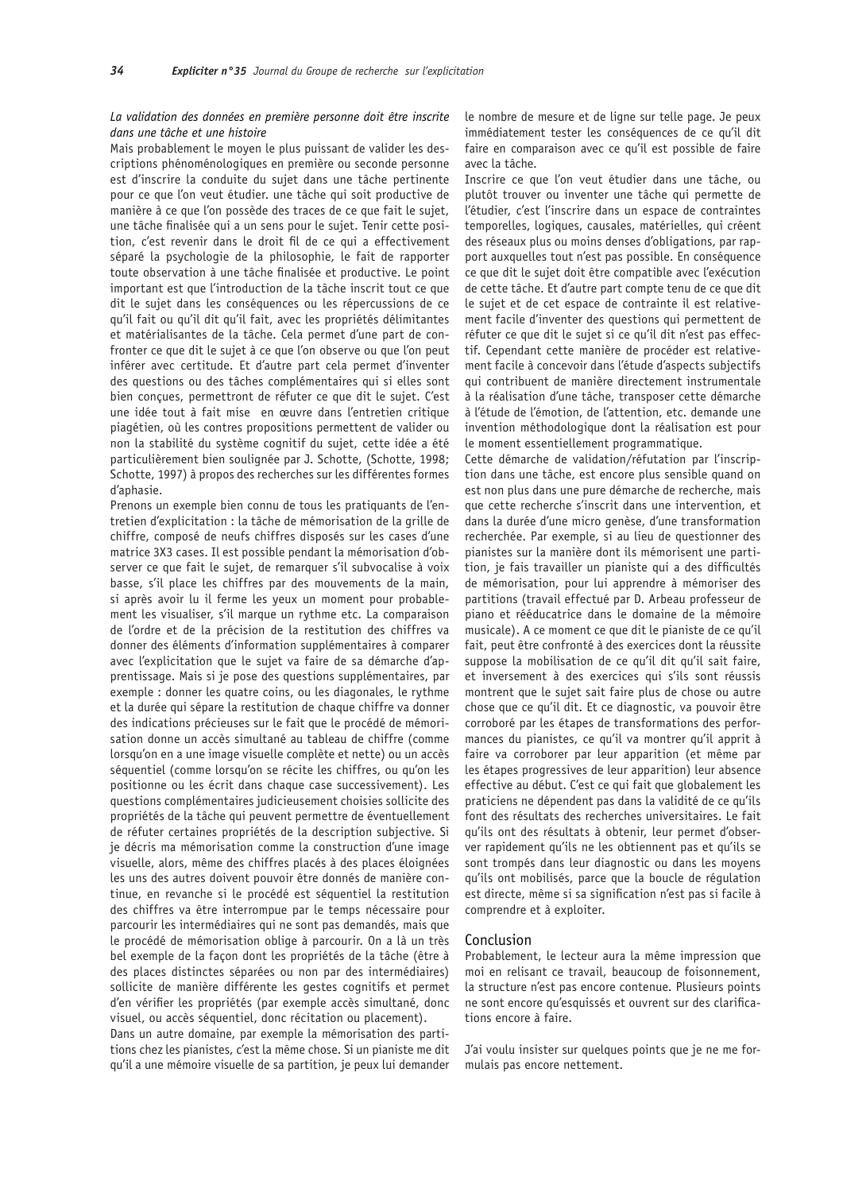*La validation des données en première ou seconde personne doit être inscrite dans une tâche et une histoire*

Mais probablement le moyen le plus puissant de valider les descriptions phénoménologiques en première ou seconde personne est d'inscrire la conduite du sujet dans une tâche pertinente pour ce que l'on veut étudier. une tâche qui soit productive de manière à ce que l'on possède des traces de ce que fait le sujet, une tâche finalisée qui a un sens pour le sujet. Tenir cette position, c'est revenir dans le droit fil de ce qui a effectivement séparé la psychologie de la philosophie, le fait de rapporter toute observation à une tâche finalisée et productive. Le point important est que l'introduction de la tâche inscrit tout ce que dit le sujet dans les conséquences ou les répercussions de ce qu'il fait ou qu'il dit qu'il fait, avec les propriétés délimitantes et matérialisantes de la tâche. Cela permet d'une part de confronter ce que dit le sujet à ce que l'on observe ou que l'on peut inférer avec certitude. Et d'autre part cela permet d'inventer des questions ou des tâches complémentaires qui si elles sont bien conçues, permettront de réfuter ce que dit le sujet. C'est une idée tout à fait mise en œuvre dans l'entretien critique piagétien, où les contres propositions permettent de valider ou non la stabilité du système cognitif du sujet, cette idée a été particulièrement bien soulignée par J. Schotte, (Schotte, 1998; Schotte, 1997) à propos des recherches sur les différentes formes d'aphasie.

Prenons un exemple bien connu de tous les pratiquants de l'entretien d'explicitation : la tâche de mémorisation de la grille de chiffre, composé de neufs chiffres disposés sur les cases d'une matrice 3X3 cases. Il est possible pendant la mémorisation d'observer ce que fait le sujet, de remarquer s'il subvocalise à voix basse, s'il place les chiffres par des mouvements de la main, si après avoir lu il ferme les yeux un moment pour probablement les visualiser, s'il marque un rythme etc. La comparaison de l'ordre et de la précision de la restitution des chiffres va donner des éléments d'information supplémentaires à comparer avec l'explicitation que le sujet va faire de sa démarche d'apprentissage. Mais si je pose des questions supplémentaires, par exemple : donner les quatre coins, ou les diagonales, le rythme et la durée qui sépare la restitution de chaque chiffre va donner des indications précieuses sur le fait que le procédé de mémorisation donne un accès simultané au tableau de chiffre (comme lorsqu'on en a une image visuelle complète et nette) ou un accès séquentiel (comme lorsqu'on se récite les chiffres, ou qu'on les positionne ou les écrit dans chaque case successivement). Les questions complémentaires judicieusement choisies sollicite des propriétés de la tâche qui peuvent permettre de éventuellement de réfuter certaines propriétés de la description subjective. Si je décris ma mémorisation comme la construction d'une image visuelle, alors, même des chiffres placés à des places éloignées les uns des autres doivent pouvoir être donnés de manière continue, en revanche si le procédé est séquentiel la restitution des chiffres va être interrompue par le temps nécessaire pour parcourir les intermédiaires qui ne sont pas demandés, mais que le procédé de mémorisation oblige à parcourir. On a là un très bel exemple de la façon dont les propriétés de la tâche (être à des places distinctes séparées ou non par des intermédiaires) sollicite de manière différente les gestes cognitifs et permet d'en vérifier les propriétés (par exemple accès simultané, donc visuel, ou accès séquentiel, donc récitation ou placement).

Dans un autre domaine, par exemple la mémorisation des partitions chez les pianistes, c'est la même chose. Si un pianiste me dit qu'il a une mémoire visuelle de sa partition, je peux lui demander le nombre de mesure et de ligne sur telle page. Je peux immédiatement tester les conséquences de ce qu'il dit faire en comparaison avec ce qu'il est possible de faire avec la tâche.

Inscrire ce que l'on veut étudier dans une tâche, ou plutôt trouver ou inventer une tâche qui permette de l'étudier, c'est l'inscrire dans un espace de contraintes temporelles, logiques, causales, matérielles, qui créent des réseaux plus ou moins denses d'obligations, par rapport auxquelles tout n'est pas possible. En conséquence ce que dit le sujet doit être compatible avec l'exécution de cette tâche. Et d'autre part compte tenu de ce que dit le sujet et de cet espace de contrainte il est relativement facile d'inventer des questions qui permettent de réfuter ce que dit le sujet si ce qu'il dit n'est pas effectif. Cependant cette manière de procéder est relativement facile à concevoir dans l'étude d'aspects subjectifs qui contribuent de manière directement instrumentale à la réalisation d'une tâche, transposer cette démarche à l'étude de l'émotion, de l'attention, etc. demande une invention méthodologique dont la réalisation est pour le moment essentiellement programmatique.

Cette démarche de validation/réfutation par l'inscription dans une tâche, est encore plus sensible quand on est non plus dans une pure démarche de recherche, mais que cette recherche s'inscrit dans une intervention, et dans la durée d'une micro genèse, d'une transformation recherchée. Par exemple, si au lieu de questionner des pianistes sur la manière dont ils mémorisent une partition, je fais travailler un pianiste qui a des difficultés de mémorisation, pour lui apprendre à mémoriser des partitions (travail effectué par D. Arbeau professeur de piano et rééducatrice dans le domaine de la mémoire musicale). A ce moment ce que dit le pianiste de ce qu'il fait, peut être confronté à des exercices dont la réussite suppose la mobilisation de ce qu'il dit qu'il sait faire, et inversement à des exercices qui s'ils sont réussis montrent que le sujet sait faire plus de chose ou autre chose que ce qu'il dit. Et ce diagnostic, va pouvoir être corroboré par les étapes de transformations des performances du pianistes, ce qu'il va montrer qu'il apprit à faire va corroborer par leur apparition (et même par les étapes progressives de leur apparition) leur absence effective au début. C'est ce qui fait que globalement les praticiens ne dépendent pas dans la validité de ce qu'ils font des résultats des recherches universitaires. Le fait qu'ils ont des résultats à obtenir, leur permet d'observer rapidement qu'ils ne les obtiennent pas et qu'ils se sont trompés dans leur diagnostic ou dans les moyens qu'ils ont mobilisés, parce que la boucle de régulation est directe, même si sa signification n'est pas si facile à comprendre et à exploiter.

## Conclusion

Probablement, le lecteur aura la même impression que moi en relisant ce travail, beaucoup de foisonnement, la structure n'est pas encore contenue. Plusieurs points ne sont encore qu'esquissés et ouvrent sur des clarifications encore à faire.

J'ai voulu insister sur quelques points que je ne me formulais pas encore nettement.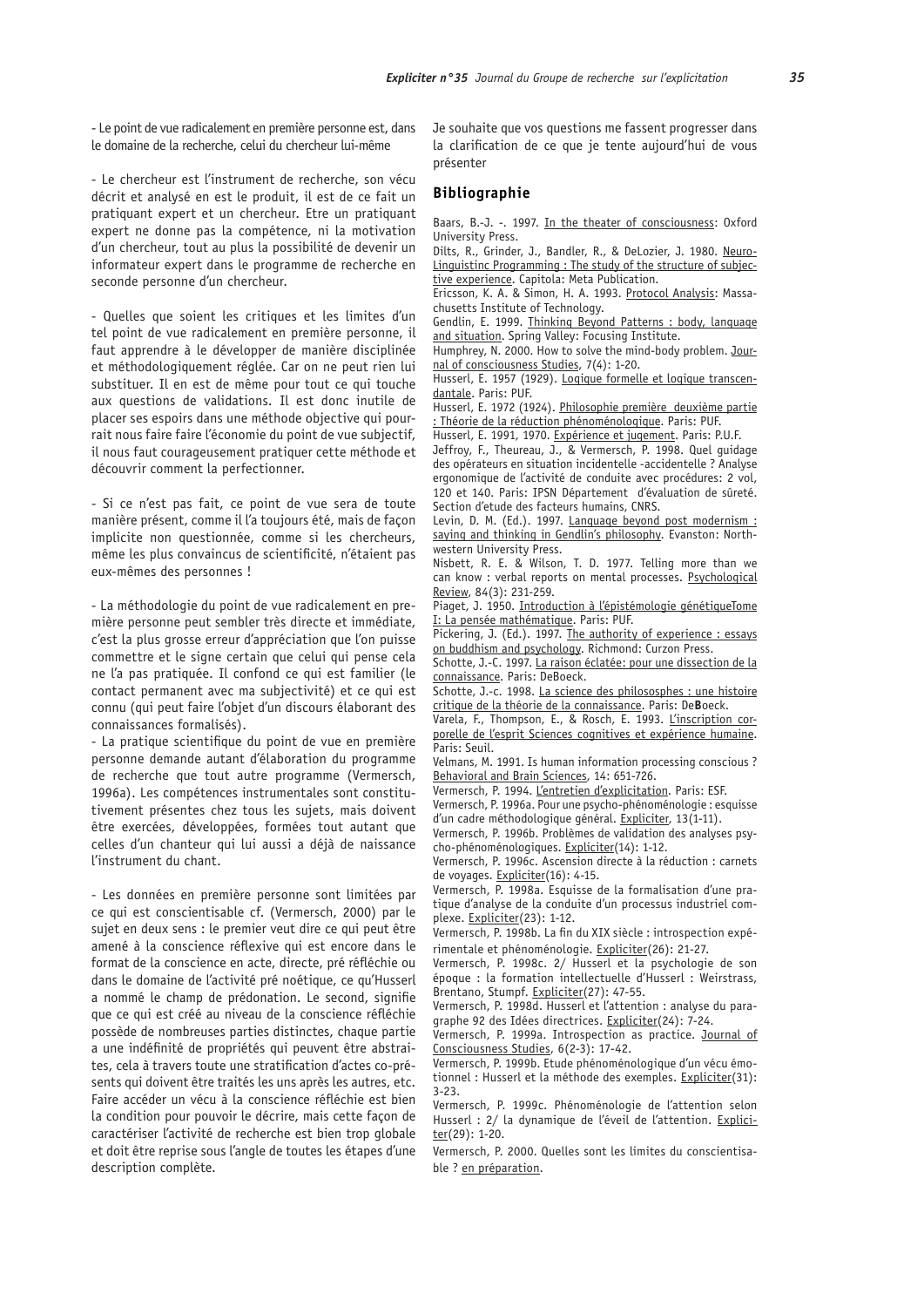- Le point de vue radicalement en première personne est, dans le domaine de la recherche, celui du chercheur lui-même

- Le chercheur est l'instrument de recherche, son vécu décrit et analysé en est le produit, il est de ce fait un pratiquant expert et un chercheur. Etre un pratiquant expert ne donne pas la compétence, ni la motivation d'un chercheur, tout au plus la possibilité de devenir un informateur expert dans le programme de recherche en seconde personne d'un chercheur.

- Quelles que soient les critiques et les limites d'un tel point de vue radicalement en première personne, il faut apprendre à le développer de manière disciplinée et méthodologiquement réglée. Car on ne peut rien lui substituer. Il en est de même pour tout ce qui touche aux questions de validations. Il est donc inutile de placer ses espoirs dans une méthode objective qui pourrait nous faire faire l'économie du point de vue subjectif, il nous faut courageusement pratiquer cette méthode et découvrir comment la perfectionner.

- Si ce n'est pas fait, ce point de vue sera de toute manière présent, comme il l'a toujours été, mais de façon implicite non questionnée, comme si les chercheurs, même les plus convaincus de scientificité, n'étaient pas eux-mêmes des personnes !

- La méthodologie du point de vue radicalement en première personne peut sembler très directe et immédiate, c'est la plus grosse erreur d'appréciation que l'on puisse commettre et le signe certain que celui qui pense cela ne l'a pas pratiquée. Il confond ce qui est familier (le contact permanent avec ma subjectivité) et ce qui est connu (qui peut faire l'objet d'un discours élaborant des connaissances formalisés).

- La pratique scientifique du point de vue en première personne demande autant d'élaboration du programme de recherche que tout autre programme (Vermersch, 1996a). Les compétences instrumentales sont constitutivement présentes chez tous les sujets, mais doivent être exercées, développées, formées tout autant que celles d'un chanteur qui lui aussi a déjà de naissance l'instrument du chant.

- Les données en première personne sont limitées par ce qui est conscientisable cf. (Vermersch, 2000) par le sujet en deux sens : le premier veut dire ce qui peut être amené à la conscience réflexive qui est encore dans le format de la conscience en acte, directe, pré réfléchie ou dans le domaine de l'activité pré noétique, ce qu'Husserl a nommé le champ de prédonation. Le second, signifie que ce qui est créé au niveau de la conscience réfléchie possède de nombreuses parties distinctes, chaque partie a une indéfinité de propriétés qui peuvent être abstraites, cela à travers toute une stratification d'actes co-présents qui doivent être traités les uns après les autres, etc. Faire accéder un vécu à la conscience réfléchie est bien la condition pour pouvoir le décrire, mais cette façon de caractériser l'activité de recherche est bien trop globale et doit être reprise sous l'angle de toutes les étapes d'une description complète.

Je souhaite que vos questions me fassent progresser dans la clarification de ce que je tente aujourd'hui de vous présenter

## Bibliographie

Baars, B.-J. -. 1997. In the theater of consciousness: Oxford University Press.

Dilts, R., Grinder, J., Bandler, R., & DeLozier, J. 1980. Neuro-Linguistinc Programming : The study of the structure of subjective experience. Capitola: Meta Publication.

Ericsson, K. A. & Simon, H. A. 1993. Protocol Analysis: Massachusetts Institute of Technology.

Gendlin, E. 1999. Thinking Beyond Patterns : body, language and situation. Spring Valley: Focusing Institute.

Humphrey, N. 2000. How to solve the mind-body problem. Journal of consciousness Studies, 7(4): 1-20.

Husserl, E. 1957 (1929). Logique formelle et logique transcendantale. Paris: PUF.

Husserl, E. 1972 (1924). Philosophie première deuxième partie : Théorie de la réduction phénoménologique. Paris: PUF.

Husserl, E. 1991, 1970. Expérience et jugement. Paris: P.U.F.

Jeffroy, F., Theureau, J., & Vermersch, P. 1998. Quel guidage des opérateurs en situation incidentelle -accidentelle ? Analyse ergonomique de l'activité de conduite avec procédures: 2 vol, 120 et 140. Paris: IPSN Département d'évaluation de sûreté. Section d'etude des facteurs humains, CNRS.

Levin, D. M. (Ed.). 1997. Language beyond post modernism : saying and thinking in Gendlin's philosophy. Evanston: Northwestern University Press.

Nisbett, R. E. & Wilson, T. D. 1977. Telling more than we can know : verbal reports on mental processes. Psychological Review, 84(3): 231-259.

Piaget, J. 1950. Introduction à l'épistémologie génétiqueTome I: La pensée mathématique. Paris: PUF.

Pickering, J. (Ed.). 1997. The authority of experience : essays on buddhism and psychology. Richmond: Curzon Press.

Schotte, J.-C. 1997. La raison éclatée: pour une dissection de la connaissance. Paris: DeBoeck.

Schotte, J.-c. 1998. La science des philosophes : une histoire critique de la théorie de la connaissance. Paris: DeBoeck.

Varela, F., Thompson, E., & Rosch, E. 1993. L'inscription corporelle de l'esprit Sciences cognitives et expérience humaine. Paris: Seuil.

Velmans, M. 1991. Is human information processing conscious ? Behavioral and Brain Sciences, 14: 651-726.

Vermersch, P. 1994. L'entretien d'explicitation. Paris: ESF.

Vermersch, P. 1996a. Pour une psycho-phénoménologie : esquisse d'un cadre méthodologique général. Expliciter, 13(1-11).

Vermersch, P. 1996b. Problèmes de validation des analyses psycho-phénoménologiques. Expliciter(14): 1-12.

Vermersch, P. 1996c. Ascension directe à la réduction : carnets de voyages. Expliciter(16): 4-15.

Vermersch, P. 1998a. Esquisse de la formalisation d'une pratique d'analyse de la conduite d'un processus industriel complexe. Expliciter(23): 1-12.

Vermersch, P. 1998b. La fin du XIX siècle : introspection expérimentale et phénoménologie. Expliciter(26): 21-27.

Vermersch, P. 1998c. 2/ Husserl et la psychologie de son époque : la formation intellectuelle d'Husserl : Weirstrass, Brentano, Stumpf. Expliciter(27): 47-55.

Vermersch, P. 1998d. Husserl et l'attention : analyse du paragraphe 92 des Idées directrices. Expliciter(24): 7-24.

Vermersch, P. 1999a. Introspection as practice. Journal of Consciousness Studies, 6(2-3): 17-42.

Vermersch, P. 1999b. Etude phénoménologique d'un vécu émotionnel : Husserl et la méthode des exemples. Expliciter(31): 3-23.

Vermersch, P. 1999c. Phénoménologie de l'attention selon Husserl : 2/ la dynamique de l'éveil de l'attention. Expliciter(29): 1-20.

Vermersch, P. 2000. Quelles sont les limites du conscientisable ? en préparation.